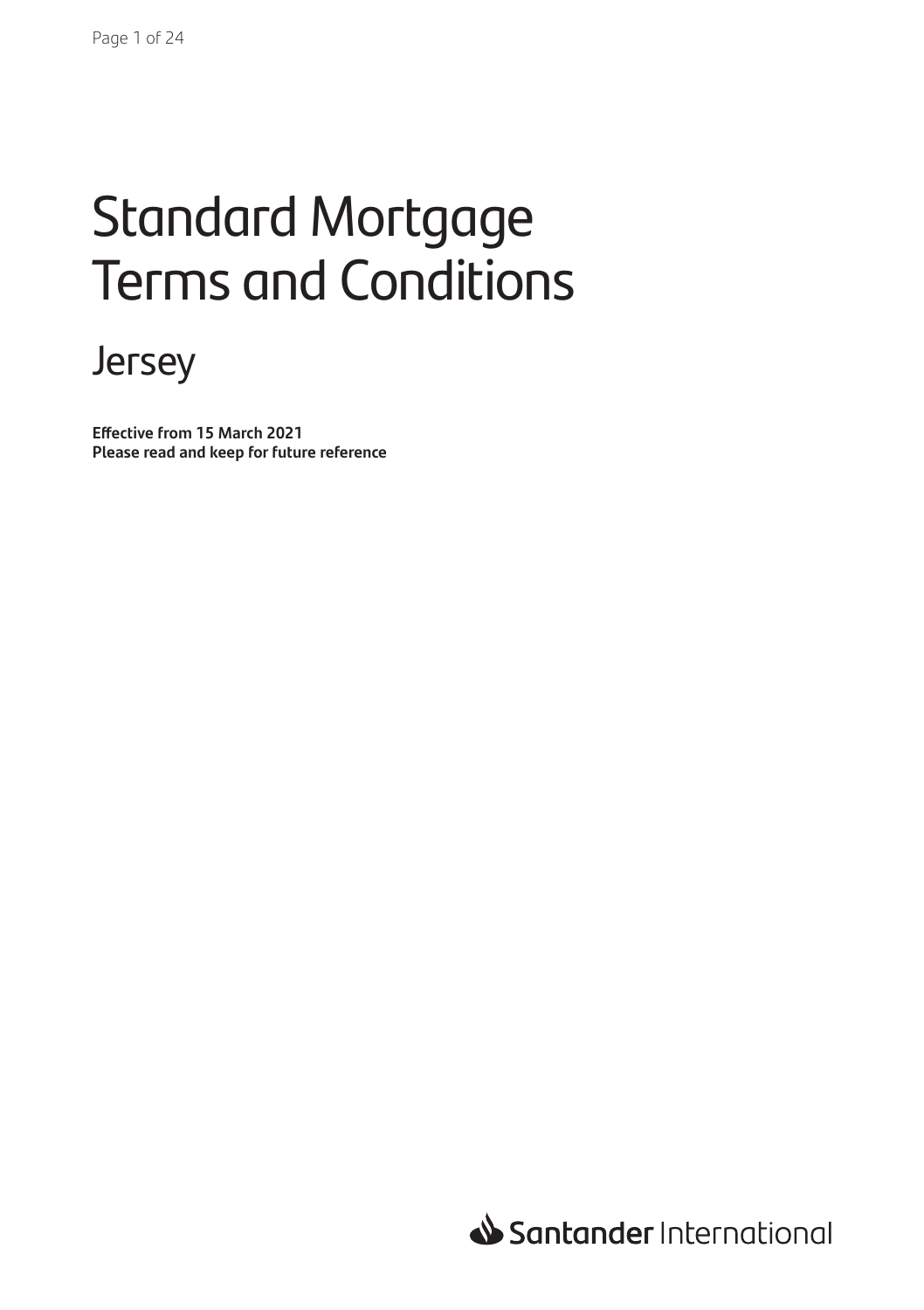# Standard Mortgage Terms and Conditions

## Jersey

**Effective from 15 March 2021**
**Please read and keep for future reference**

Santander International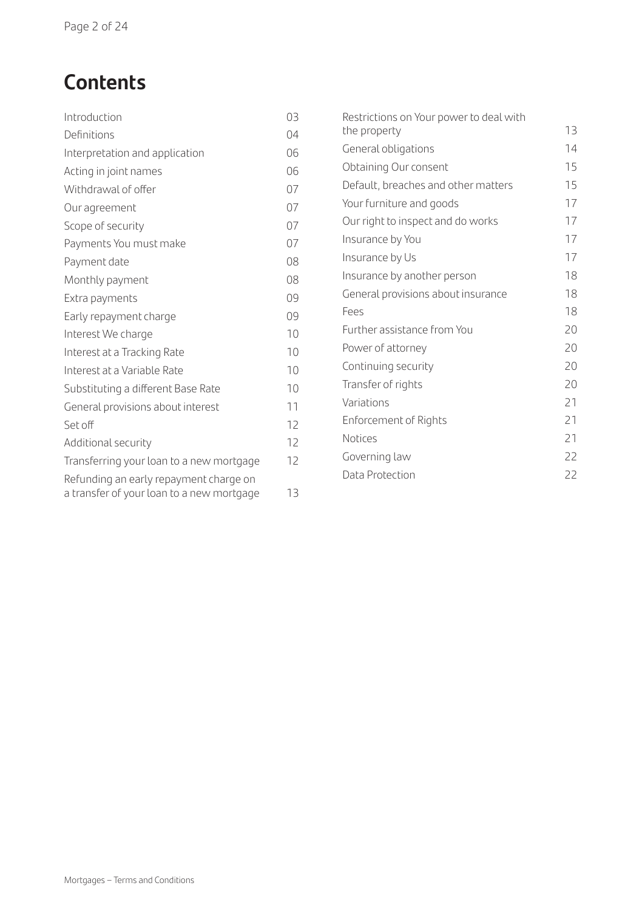# Contents

| | |
|---|---|
| Introduction | 03 |
| Definitions | 04 |
| Interpretation and application | 06 |
| Acting in joint names | 06 |
| Withdrawal of offer | 07 |
| Our agreement | 07 |
| Scope of security | 07 |
| Payments You must make | 07 |
| Payment date | 08 |
| Monthly payment | 08 |
| Extra payments | 09 |
| Early repayment charge | 09 |
| Interest We charge | 10 |
| Interest at a Tracking Rate | 10 |
| Interest at a Variable Rate | 10 |
| Substituting a different Base Rate | 10 |
| General provisions about interest | 11 |
| Set off | 12 |
| Additional security | 12 |
| Transferring your loan to a new mortgage | 12 |
| Refunding an early repayment charge on a transfer of your loan to a new mortgage | 13 |
| Restrictions on Your power to deal with the property | 13 |
| General obligations | 14 |
| Obtaining Our consent | 15 |
| Default, breaches and other matters | 15 |
| Your furniture and goods | 17 |
| Our right to inspect and do works | 17 |
| Insurance by You | 17 |
| Insurance by Us | 17 |
| Insurance by another person | 18 |
| General provisions about insurance | 18 |
| Fees | 18 |
| Further assistance from You | 20 |
| Power of attorney | 20 |
| Continuing security | 20 |
| Transfer of rights | 20 |
| Variations | 21 |
| Enforcement of Rights | 21 |
| Notices | 21 |
| Governing law | 22 |
| Data Protection | 22 |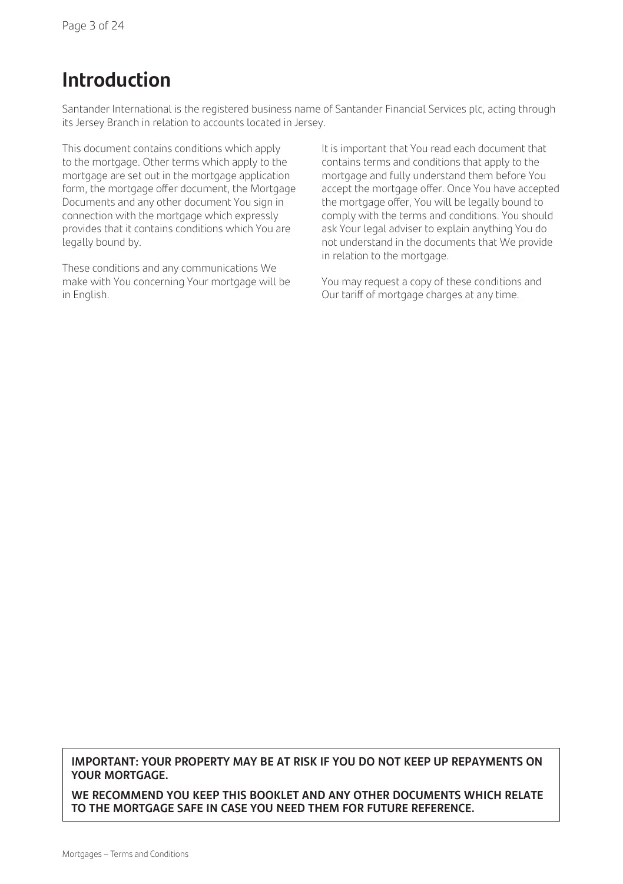# Introduction

Santander International is the registered business name of Santander Financial Services plc, acting through its Jersey Branch in relation to accounts located in Jersey.

This document contains conditions which apply to the mortgage. Other terms which apply to the mortgage are set out in the mortgage application form, the mortgage offer document, the Mortgage Documents and any other document You sign in connection with the mortgage which expressly provides that it contains conditions which You are legally bound by.

These conditions and any communications We make with You concerning Your mortgage will be in English.

It is important that You read each document that contains terms and conditions that apply to the mortgage and fully understand them before You accept the mortgage offer. Once You have accepted the mortgage offer, You will be legally bound to comply with the terms and conditions. You should ask Your legal adviser to explain anything You do not understand in the documents that We provide in relation to the mortgage.

You may request a copy of these conditions and Our tariff of mortgage charges at any time.

**IMPORTANT: YOUR PROPERTY MAY BE AT RISK IF YOU DO NOT KEEP UP REPAYMENTS ON YOUR MORTGAGE.**

**WE RECOMMEND YOU KEEP THIS BOOKLET AND ANY OTHER DOCUMENTS WHICH RELATE TO THE MORTGAGE SAFE IN CASE YOU NEED THEM FOR FUTURE REFERENCE.**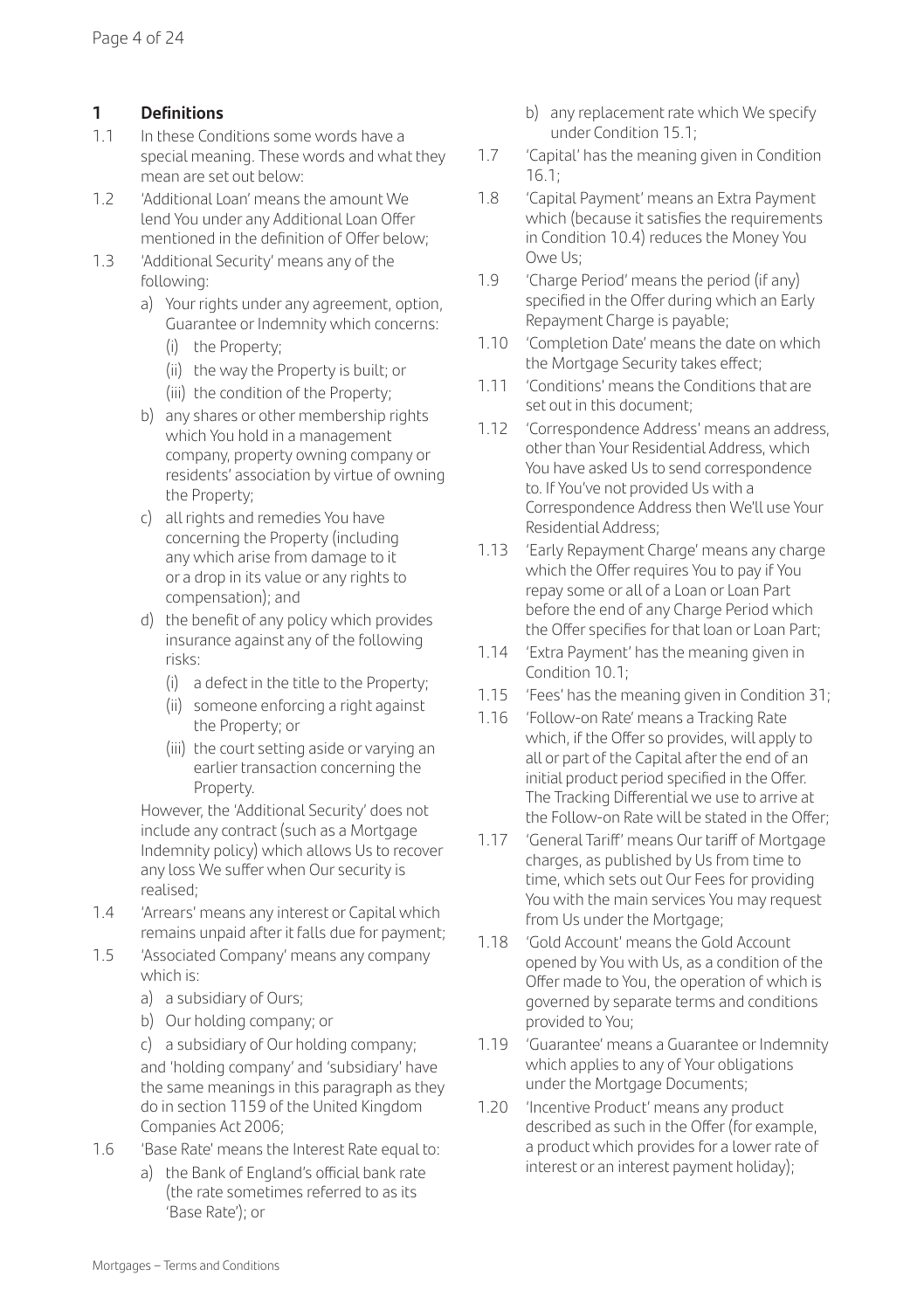## 1 Definitions

1.1 In these Conditions some words have a special meaning. These words and what they mean are set out below:

1.2 'Additional Loan' means the amount We lend You under any Additional Loan Offer mentioned in the definition of Offer below;

1.3 'Additional Security' means any of the following:

a) Your rights under any agreement, option, Guarantee or Indemnity which concerns:
   (i) the Property;
   (ii) the way the Property is built; or
   (iii) the condition of the Property;

b) any shares or other membership rights which You hold in a management company, property owning company or residents' association by virtue of owning the Property;

c) all rights and remedies You have concerning the Property (including any which arise from damage to it or a drop in its value or any rights to compensation); and

d) the benefit of any policy which provides insurance against any of the following risks:
   (i) a defect in the title to the Property;
   (ii) someone enforcing a right against the Property; or
   (iii) the court setting aside or varying an earlier transaction concerning the Property.

However, the 'Additional Security' does not include any contract (such as a Mortgage Indemnity policy) which allows Us to recover any loss We suffer when Our security is realised;

1.4 'Arrears' means any interest or Capital which remains unpaid after it falls due for payment;

1.5 'Associated Company' means any company which is:

a) a subsidiary of Ours;

b) Our holding company; or

c) a subsidiary of Our holding company;

and 'holding company' and 'subsidiary' have the same meanings in this paragraph as they do in section 1159 of the United Kingdom Companies Act 2006;

1.6 'Base Rate' means the Interest Rate equal to:

a) the Bank of England's official bank rate (the rate sometimes referred to as its 'Base Rate'); or

b) any replacement rate which We specify under Condition 15.1;

1.7 'Capital' has the meaning given in Condition 16.1;

1.8 'Capital Payment' means an Extra Payment which (because it satisfies the requirements in Condition 10.4) reduces the Money You Owe Us;

1.9 'Charge Period' means the period (if any) specified in the Offer during which an Early Repayment Charge is payable;

1.10 'Completion Date' means the date on which the Mortgage Security takes effect;

1.11 'Conditions' means the Conditions that are set out in this document;

1.12 'Correspondence Address' means an address, other than Your Residential Address, which You have asked Us to send correspondence to. If You've not provided Us with a Correspondence Address then We'll use Your Residential Address;

1.13 'Early Repayment Charge' means any charge which the Offer requires You to pay if You repay some or all of a Loan or Loan Part before the end of any Charge Period which the Offer specifies for that loan or Loan Part;

1.14 'Extra Payment' has the meaning given in Condition 10.1;

1.15 'Fees' has the meaning given in Condition 31;

1.16 'Follow-on Rate' means a Tracking Rate which, if the Offer so provides, will apply to all or part of the Capital after the end of an initial product period specified in the Offer. The Tracking Differential we use to arrive at the Follow-on Rate will be stated in the Offer;

1.17 'General Tariff' means Our tariff of Mortgage charges, as published by Us from time to time, which sets out Our Fees for providing You with the main services You may request from Us under the Mortgage;

1.18 'Gold Account' means the Gold Account opened by You with Us, as a condition of the Offer made to You, the operation of which is governed by separate terms and conditions provided to You;

1.19 'Guarantee' means a Guarantee or Indemnity which applies to any of Your obligations under the Mortgage Documents;

1.20 'Incentive Product' means any product described as such in the Offer (for example, a product which provides for a lower rate of interest or an interest payment holiday);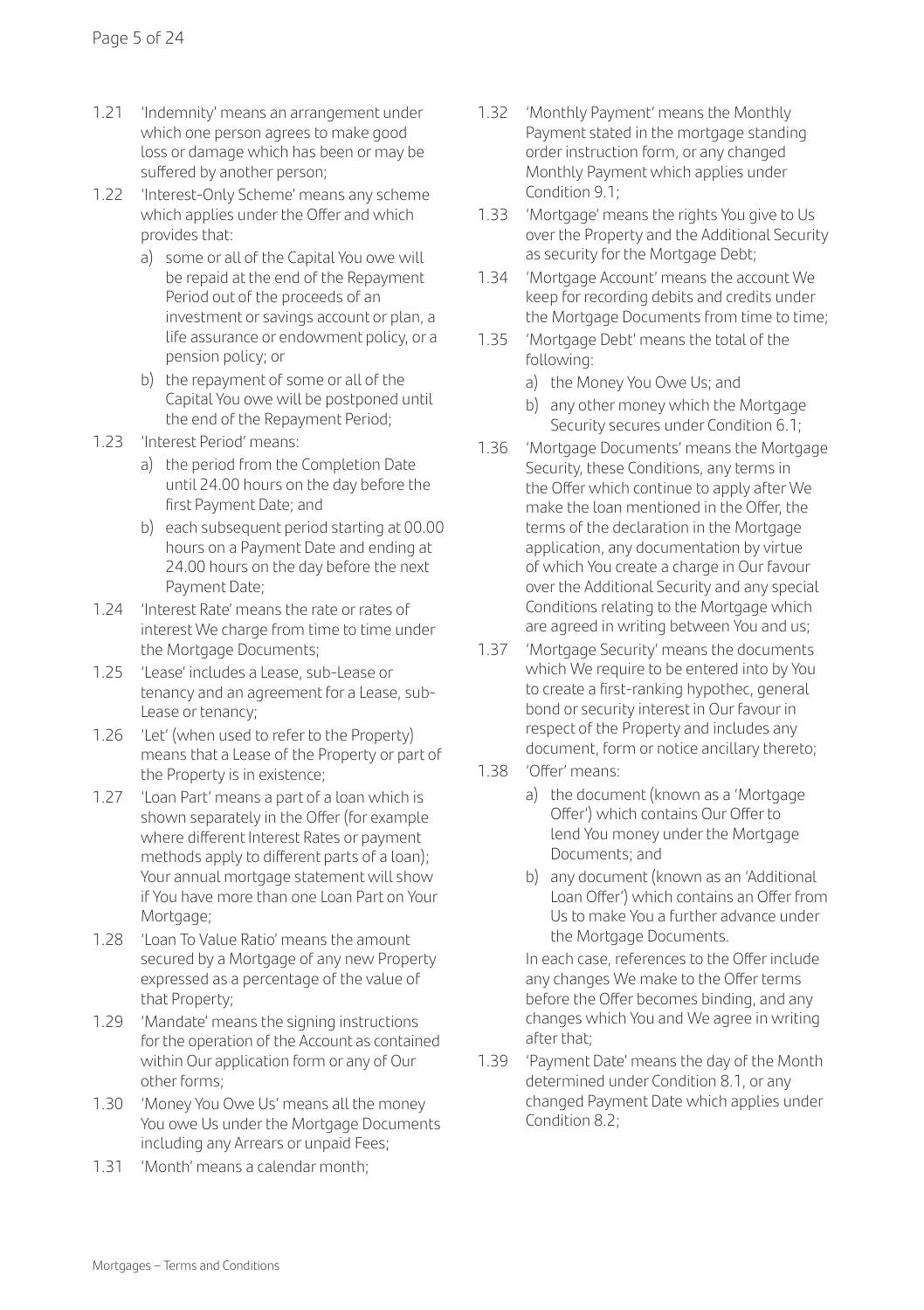1.21 'Indemnity' means an arrangement under which one person agrees to make good loss or damage which has been or may be suffered by another person;

1.22 'Interest-Only Scheme' means any scheme which applies under the Offer and which provides that:

   a) some or all of the Capital You owe will be repaid at the end of the Repayment Period out of the proceeds of an investment or savings account or plan, a life assurance or endowment policy, or a pension policy; or

   b) the repayment of some or all of the Capital You owe will be postponed until the end of the Repayment Period;

1.23 'Interest Period' means:

   a) the period from the Completion Date until 24.00 hours on the day before the first Payment Date; and

   b) each subsequent period starting at 00.00 hours on a Payment Date and ending at 24.00 hours on the day before the next Payment Date;

1.24 'Interest Rate' means the rate or rates of interest We charge from time to time under the Mortgage Documents;

1.25 'Lease' includes a Lease, sub-Lease or tenancy and an agreement for a Lease, sub-Lease or tenancy;

1.26 'Let' (when used to refer to the Property) means that a Lease of the Property or part of the Property is in existence;

1.27 'Loan Part' means a part of a loan which is shown separately in the Offer (for example where different Interest Rates or payment methods apply to different parts of a loan); Your annual mortgage statement will show if You have more than one Loan Part on Your Mortgage;

1.28 'Loan To Value Ratio' means the amount secured by a Mortgage of any new Property expressed as a percentage of the value of that Property;

1.29 'Mandate' means the signing instructions for the operation of the Account as contained within Our application form or any of Our other forms;

1.30 'Money You Owe Us' means all the money You owe Us under the Mortgage Documents including any Arrears or unpaid Fees;

1.31 'Month' means a calendar month;

1.32 'Monthly Payment' means the Monthly Payment stated in the mortgage standing order instruction form, or any changed Monthly Payment which applies under Condition 9.1;

1.33 'Mortgage' means the rights You give to Us over the Property and the Additional Security as security for the Mortgage Debt;

1.34 'Mortgage Account' means the account We keep for recording debits and credits under the Mortgage Documents from time to time;

1.35 'Mortgage Debt' means the total of the following:

   a) the Money You Owe Us; and

   b) any other money which the Mortgage Security secures under Condition 6.1;

1.36 'Mortgage Documents' means the Mortgage Security, these Conditions, any terms in the Offer which continue to apply after We make the loan mentioned in the Offer, the terms of the declaration in the Mortgage application, any documentation by virtue of which You create a charge in Our favour over the Additional Security and any special Conditions relating to the Mortgage which are agreed in writing between You and us;

1.37 'Mortgage Security' means the documents which We require to be entered into by You to create a first-ranking hypothec, general bond or security interest in Our favour in respect of the Property and includes any document, form or notice ancillary thereto;

1.38 'Offer' means:

   a) the document (known as a 'Mortgage Offer') which contains Our Offer to lend You money under the Mortgage Documents; and

   b) any document (known as an 'Additional Loan Offer') which contains an Offer from Us to make You a further advance under the Mortgage Documents.

   In each case, references to the Offer include any changes We make to the Offer terms before the Offer becomes binding, and any changes which You and We agree in writing after that;

1.39 'Payment Date' means the day of the Month determined under Condition 8.1, or any changed Payment Date which applies under Condition 8.2;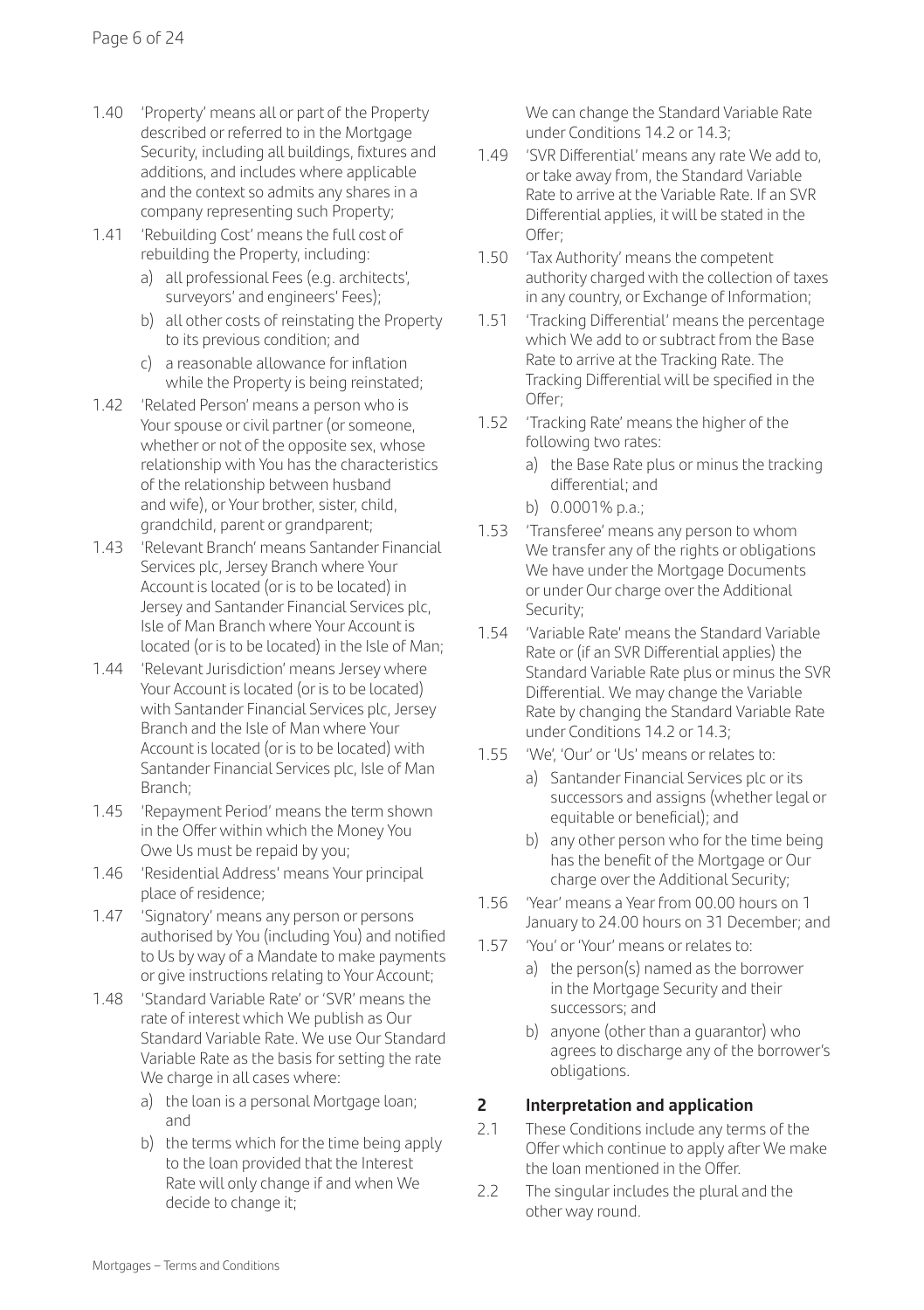1.40 'Property' means all or part of the Property described or referred to in the Mortgage Security, including all buildings, fixtures and additions, and includes where applicable and the context so admits any shares in a company representing such Property;

1.41 'Rebuilding Cost' means the full cost of rebuilding the Property, including:

   a) all professional Fees (e.g. architects', surveyors' and engineers' Fees);
   b) all other costs of reinstating the Property to its previous condition; and
   c) a reasonable allowance for inflation while the Property is being reinstated;

1.42 'Related Person' means a person who is Your spouse or civil partner (or someone, whether or not of the opposite sex, whose relationship with You has the characteristics of the relationship between husband and wife), or Your brother, sister, child, grandchild, parent or grandparent;

1.43 'Relevant Branch' means Santander Financial Services plc, Jersey Branch where Your Account is located (or is to be located) in Jersey and Santander Financial Services plc, Isle of Man Branch where Your Account is located (or is to be located) in the Isle of Man;

1.44 'Relevant Jurisdiction' means Jersey where Your Account is located (or is to be located) with Santander Financial Services plc, Jersey Branch and the Isle of Man where Your Account is located (or is to be located) with Santander Financial Services plc, Isle of Man Branch;

1.45 'Repayment Period' means the term shown in the Offer within which the Money You Owe Us must be repaid by you;

1.46 'Residential Address' means Your principal place of residence;

1.47 'Signatory' means any person or persons authorised by You (including You) and notified to Us by way of a Mandate to make payments or give instructions relating to Your Account;

1.48 'Standard Variable Rate' or 'SVR' means the rate of interest which We publish as Our Standard Variable Rate. We use Our Standard Variable Rate as the basis for setting the rate We charge in all cases where:

   a) the loan is a personal Mortgage loan; and
   b) the terms which for the time being apply to the loan provided that the Interest Rate will only change if and when We decide to change it;

   We can change the Standard Variable Rate under Conditions 14.2 or 14.3;

1.49 'SVR Differential' means any rate We add to, or take away from, the Standard Variable Rate to arrive at the Variable Rate. If an SVR Differential applies, it will be stated in the Offer;

1.50 'Tax Authority' means the competent authority charged with the collection of taxes in any country, or Exchange of Information;

1.51 'Tracking Differential' means the percentage which We add to or subtract from the Base Rate to arrive at the Tracking Rate. The Tracking Differential will be specified in the Offer;

1.52 'Tracking Rate' means the higher of the following two rates:

   a) the Base Rate plus or minus the tracking differential; and
   b) 0.0001% p.a.;

1.53 'Transferee' means any person to whom We transfer any of the rights or obligations We have under the Mortgage Documents or under Our charge over the Additional Security;

1.54 'Variable Rate' means the Standard Variable Rate or (if an SVR Differential applies) the Standard Variable Rate plus or minus the SVR Differential. We may change the Variable Rate by changing the Standard Variable Rate under Conditions 14.2 or 14.3;

1.55 'We', 'Our' or 'Us' means or relates to:

   a) Santander Financial Services plc or its successors and assigns (whether legal or equitable or beneficial); and
   b) any other person who for the time being has the benefit of the Mortgage or Our charge over the Additional Security;

1.56 'Year' means a Year from 00.00 hours on 1 January to 24.00 hours on 31 December; and

1.57 'You' or 'Your' means or relates to:

   a) the person(s) named as the borrower in the Mortgage Security and their successors; and
   b) anyone (other than a guarantor) who agrees to discharge any of the borrower's obligations.

## 2 Interpretation and application

2.1 These Conditions include any terms of the Offer which continue to apply after We make the loan mentioned in the Offer.

2.2 The singular includes the plural and the other way round.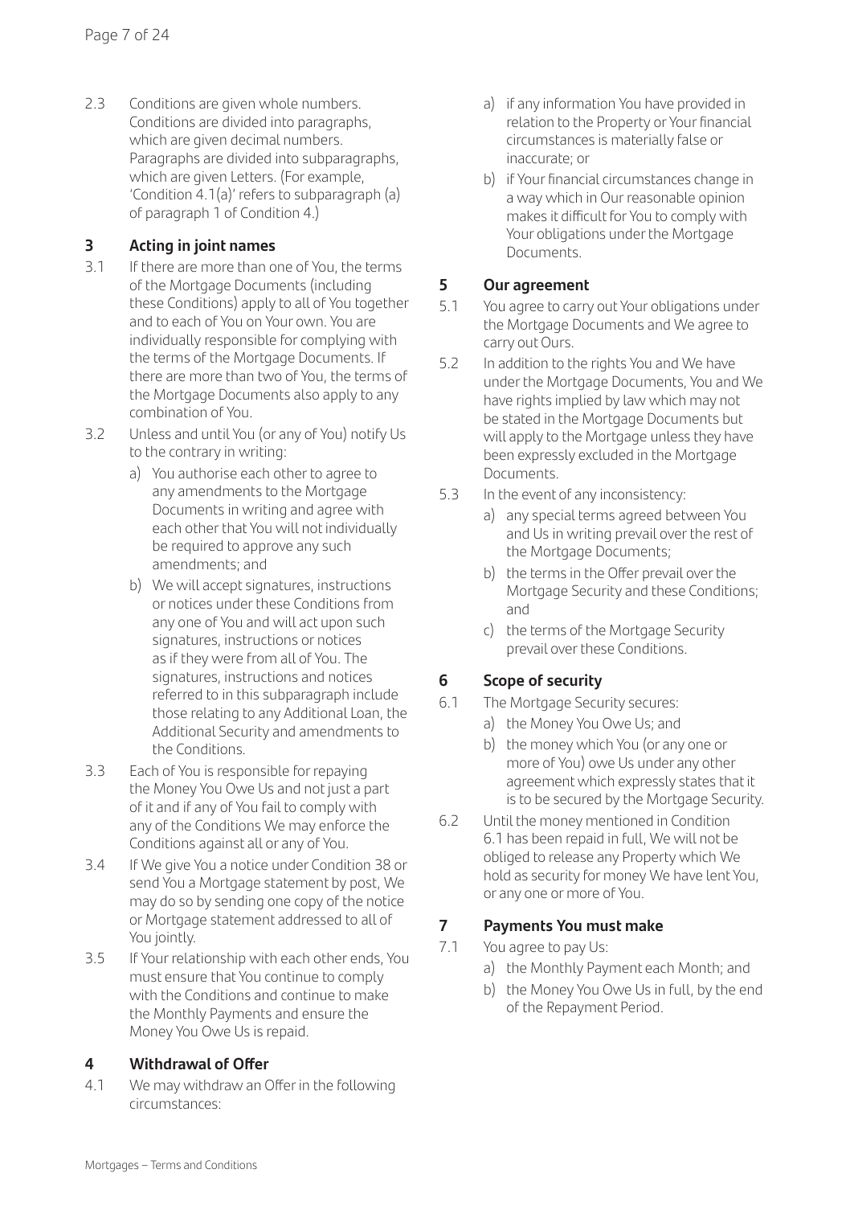2.3 Conditions are given whole numbers. Conditions are divided into paragraphs, which are given decimal numbers. Paragraphs are divided into subparagraphs, which are given Letters. (For example, 'Condition 4.1(a)' refers to subparagraph (a) of paragraph 1 of Condition 4.)

## 3 Acting in joint names

3.1 If there are more than one of You, the terms of the Mortgage Documents (including these Conditions) apply to all of You together and to each of You on Your own. You are individually responsible for complying with the terms of the Mortgage Documents. If there are more than two of You, the terms of the Mortgage Documents also apply to any combination of You.

3.2 Unless and until You (or any of You) notify Us to the contrary in writing:

a) You authorise each other to agree to any amendments to the Mortgage Documents in writing and agree with each other that You will not individually be required to approve any such amendments; and

b) We will accept signatures, instructions or notices under these Conditions from any one of You and will act upon such signatures, instructions or notices as if they were from all of You. The signatures, instructions and notices referred to in this subparagraph include those relating to any Additional Loan, the Additional Security and amendments to the Conditions.

3.3 Each of You is responsible for repaying the Money You Owe Us and not just a part of it and if any of You fail to comply with any of the Conditions We may enforce the Conditions against all or any of You.

3.4 If We give You a notice under Condition 38 or send You a Mortgage statement by post, We may do so by sending one copy of the notice or Mortgage statement addressed to all of You jointly.

3.5 If Your relationship with each other ends, You must ensure that You continue to comply with the Conditions and continue to make the Monthly Payments and ensure the Money You Owe Us is repaid.

## 4 Withdrawal of Offer

4.1 We may withdraw an Offer in the following circumstances:

a) if any information You have provided in relation to the Property or Your financial circumstances is materially false or inaccurate; or

b) if Your financial circumstances change in a way which in Our reasonable opinion makes it difficult for You to comply with Your obligations under the Mortgage Documents.

## 5 Our agreement

5.1 You agree to carry out Your obligations under the Mortgage Documents and We agree to carry out Ours.

5.2 In addition to the rights You and We have under the Mortgage Documents, You and We have rights implied by law which may not be stated in the Mortgage Documents but will apply to the Mortgage unless they have been expressly excluded in the Mortgage Documents.

5.3 In the event of any inconsistency:

a) any special terms agreed between You and Us in writing prevail over the rest of the Mortgage Documents;

b) the terms in the Offer prevail over the Mortgage Security and these Conditions; and

c) the terms of the Mortgage Security prevail over these Conditions.

## 6 Scope of security

6.1 The Mortgage Security secures:

a) the Money You Owe Us; and

b) the money which You (or any one or more of You) owe Us under any other agreement which expressly states that it is to be secured by the Mortgage Security.

6.2 Until the money mentioned in Condition 6.1 has been repaid in full, We will not be obliged to release any Property which We hold as security for money We have lent You, or any one or more of You.

## 7 Payments You must make

7.1 You agree to pay Us:

a) the Monthly Payment each Month; and

b) the Money You Owe Us in full, by the end of the Repayment Period.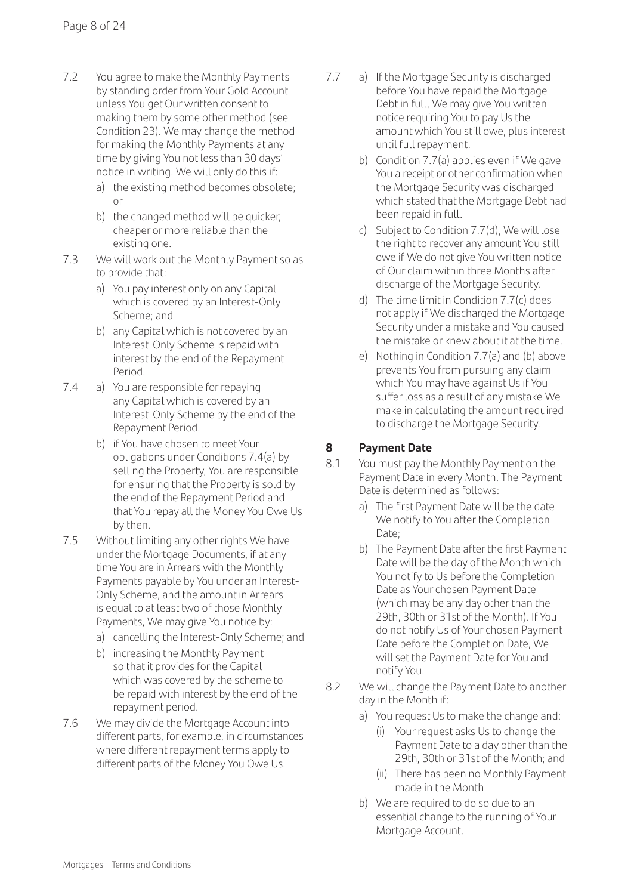7.2 You agree to make the Monthly Payments by standing order from Your Gold Account unless You get Our written consent to making them by some other method (see Condition 23). We may change the method for making the Monthly Payments at any time by giving You not less than 30 days' notice in writing. We will only do this if:

   a) the existing method becomes obsolete; or

   b) the changed method will be quicker, cheaper or more reliable than the existing one.

7.3 We will work out the Monthly Payment so as to provide that:

   a) You pay interest only on any Capital which is covered by an Interest-Only Scheme; and

   b) any Capital which is not covered by an Interest-Only Scheme is repaid with interest by the end of the Repayment Period.

7.4 a) You are responsible for repaying any Capital which is covered by an Interest-Only Scheme by the end of the Repayment Period.

   b) if You have chosen to meet Your obligations under Conditions 7.4(a) by selling the Property, You are responsible for ensuring that the Property is sold by the end of the Repayment Period and that You repay all the Money You Owe Us by then.

7.5 Without limiting any other rights We have under the Mortgage Documents, if at any time You are in Arrears with the Monthly Payments payable by You under an Interest-Only Scheme, and the amount in Arrears is equal to at least two of those Monthly Payments, We may give You notice by:

   a) cancelling the Interest-Only Scheme; and

   b) increasing the Monthly Payment so that it provides for the Capital which was covered by the scheme to be repaid with interest by the end of the repayment period.

7.6 We may divide the Mortgage Account into different parts, for example, in circumstances where different repayment terms apply to different parts of the Money You Owe Us.

7.7 a) If the Mortgage Security is discharged before You have repaid the Mortgage Debt in full, We may give You written notice requiring You to pay Us the amount which You still owe, plus interest until full repayment.

   b) Condition 7.7(a) applies even if We gave You a receipt or other confirmation when the Mortgage Security was discharged which stated that the Mortgage Debt had been repaid in full.

   c) Subject to Condition 7.7(d), We will lose the right to recover any amount You still owe if We do not give You written notice of Our claim within three Months after discharge of the Mortgage Security.

   d) The time limit in Condition 7.7(c) does not apply if We discharged the Mortgage Security under a mistake and You caused the mistake or knew about it at the time.

   e) Nothing in Condition 7.7(a) and (b) above prevents You from pursuing any claim which You may have against Us if You suffer loss as a result of any mistake We make in calculating the amount required to discharge the Mortgage Security.

## 8 Payment Date

8.1 You must pay the Monthly Payment on the Payment Date in every Month. The Payment Date is determined as follows:

   a) The first Payment Date will be the date We notify to You after the Completion Date;

   b) The Payment Date after the first Payment Date will be the day of the Month which You notify to Us before the Completion Date as Your chosen Payment Date (which may be any day other than the 29th, 30th or 31st of the Month). If You do not notify Us of Your chosen Payment Date before the Completion Date, We will set the Payment Date for You and notify You.

8.2 We will change the Payment Date to another day in the Month if:

   a) You request Us to make the change and:

      (i) Your request asks Us to change the Payment Date to a day other than the 29th, 30th or 31st of the Month; and

      (ii) There has been no Monthly Payment made in the Month

   b) We are required to do so due to an essential change to the running of Your Mortgage Account.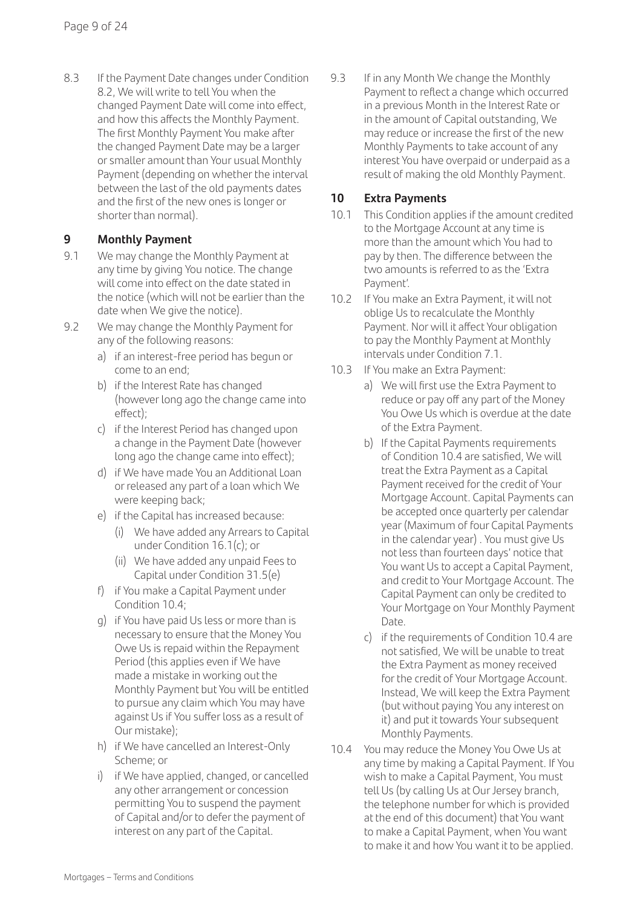8.3 If the Payment Date changes under Condition 8.2, We will write to tell You when the changed Payment Date will come into effect, and how this affects the Monthly Payment. The first Monthly Payment You make after the changed Payment Date may be a larger or smaller amount than Your usual Monthly Payment (depending on whether the interval between the last of the old payments dates and the first of the new ones is longer or shorter than normal).

## 9 Monthly Payment

9.1 We may change the Monthly Payment at any time by giving You notice. The change will come into effect on the date stated in the notice (which will not be earlier than the date when We give the notice).

9.2 We may change the Monthly Payment for any of the following reasons:

a) if an interest-free period has begun or come to an end;

b) if the Interest Rate has changed (however long ago the change came into effect);

c) if the Interest Period has changed upon a change in the Payment Date (however long ago the change came into effect);

d) if We have made You an Additional Loan or released any part of a loan which We were keeping back;

e) if the Capital has increased because:

(i) We have added any Arrears to Capital under Condition 16.1(c); or

(ii) We have added any unpaid Fees to Capital under Condition 31.5(e)

f) if You make a Capital Payment under Condition 10.4;

g) if You have paid Us less or more than is necessary to ensure that the Money You Owe Us is repaid within the Repayment Period (this applies even if We have made a mistake in working out the Monthly Payment but You will be entitled to pursue any claim which You may have against Us if You suffer loss as a result of Our mistake);

h) if We have cancelled an Interest-Only Scheme; or

i) if We have applied, changed, or cancelled any other arrangement or concession permitting You to suspend the payment of Capital and/or to defer the payment of interest on any part of the Capital.

9.3 If in any Month We change the Monthly Payment to reflect a change which occurred in a previous Month in the Interest Rate or in the amount of Capital outstanding, We may reduce or increase the first of the new Monthly Payments to take account of any interest You have overpaid or underpaid as a result of making the old Monthly Payment.

## 10 Extra Payments

10.1 This Condition applies if the amount credited to the Mortgage Account at any time is more than the amount which You had to pay by then. The difference between the two amounts is referred to as the 'Extra Payment'.

10.2 If You make an Extra Payment, it will not oblige Us to recalculate the Monthly Payment. Nor will it affect Your obligation to pay the Monthly Payment at Monthly intervals under Condition 7.1.

10.3 If You make an Extra Payment:

a) We will first use the Extra Payment to reduce or pay off any part of the Money You Owe Us which is overdue at the date of the Extra Payment.

b) If the Capital Payments requirements of Condition 10.4 are satisfied, We will treat the Extra Payment as a Capital Payment received for the credit of Your Mortgage Account. Capital Payments can be accepted once quarterly per calendar year (Maximum of four Capital Payments in the calendar year) . You must give Us not less than fourteen days' notice that You want Us to accept a Capital Payment, and credit to Your Mortgage Account. The Capital Payment can only be credited to Your Mortgage on Your Monthly Payment Date.

c) if the requirements of Condition 10.4 are not satisfied, We will be unable to treat the Extra Payment as money received for the credit of Your Mortgage Account. Instead, We will keep the Extra Payment (but without paying You any interest on it) and put it towards Your subsequent Monthly Payments.

10.4 You may reduce the Money You Owe Us at any time by making a Capital Payment. If You wish to make a Capital Payment, You must tell Us (by calling Us at Our Jersey branch, the telephone number for which is provided at the end of this document) that You want to make a Capital Payment, when You want to make it and how You want it to be applied.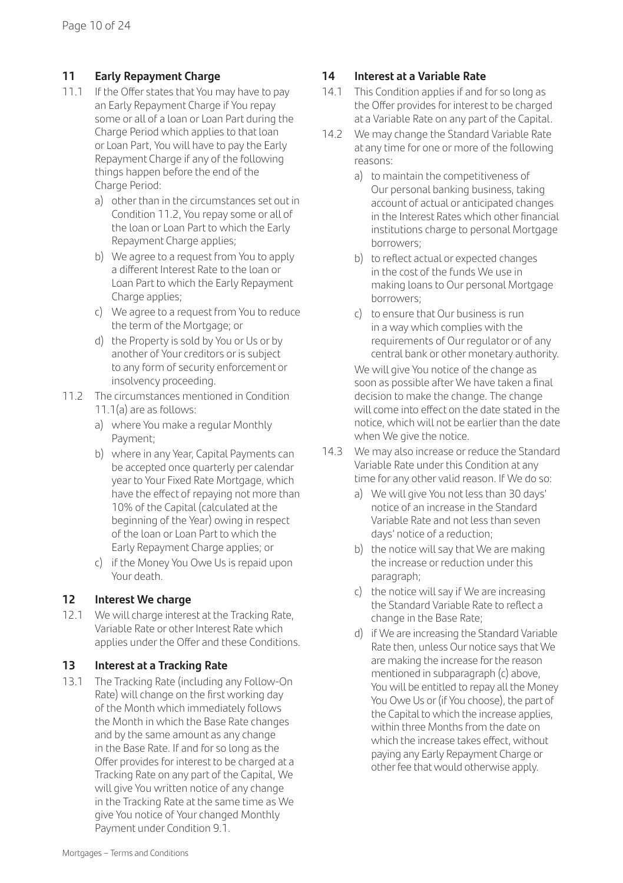## 11 Early Repayment Charge

11.1 If the Offer states that You may have to pay an Early Repayment Charge if You repay some or all of a loan or Loan Part during the Charge Period which applies to that loan or Loan Part, You will have to pay the Early Repayment Charge if any of the following things happen before the end of the Charge Period:

- a) other than in the circumstances set out in Condition 11.2, You repay some or all of the loan or Loan Part to which the Early Repayment Charge applies;
- b) We agree to a request from You to apply a different Interest Rate to the loan or Loan Part to which the Early Repayment Charge applies;
- c) We agree to a request from You to reduce the term of the Mortgage; or
- d) the Property is sold by You or Us or by another of Your creditors or is subject to any form of security enforcement or insolvency proceeding.

11.2 The circumstances mentioned in Condition 11.1(a) are as follows:

- a) where You make a regular Monthly Payment;
- b) where in any Year, Capital Payments can be accepted once quarterly per calendar year to Your Fixed Rate Mortgage, which have the effect of repaying not more than 10% of the Capital (calculated at the beginning of the Year) owing in respect of the loan or Loan Part to which the Early Repayment Charge applies; or
- c) if the Money You Owe Us is repaid upon Your death.

## 12 Interest We charge

12.1 We will charge interest at the Tracking Rate, Variable Rate or other Interest Rate which applies under the Offer and these Conditions.

## 13 Interest at a Tracking Rate

13.1 The Tracking Rate (including any Follow-On Rate) will change on the first working day of the Month which immediately follows the Month in which the Base Rate changes and by the same amount as any change in the Base Rate. If and for so long as the Offer provides for interest to be charged at a Tracking Rate on any part of the Capital, We will give You written notice of any change in the Tracking Rate at the same time as We give You notice of Your changed Monthly Payment under Condition 9.1.

## 14 Interest at a Variable Rate

14.1 This Condition applies if and for so long as the Offer provides for interest to be charged at a Variable Rate on any part of the Capital.

14.2 We may change the Standard Variable Rate at any time for one or more of the following reasons:

- a) to maintain the competitiveness of Our personal banking business, taking account of actual or anticipated changes in the Interest Rates which other financial institutions charge to personal Mortgage borrowers;
- b) to reflect actual or expected changes in the cost of the funds We use in making loans to Our personal Mortgage borrowers;
- c) to ensure that Our business is run in a way which complies with the requirements of Our regulator or of any central bank or other monetary authority.

We will give You notice of the change as soon as possible after We have taken a final decision to make the change. The change will come into effect on the date stated in the notice, which will not be earlier than the date when We give the notice.

14.3 We may also increase or reduce the Standard Variable Rate under this Condition at any time for any other valid reason. If We do so:

- a) We will give You not less than 30 days' notice of an increase in the Standard Variable Rate and not less than seven days' notice of a reduction;
- b) the notice will say that We are making the increase or reduction under this paragraph;
- c) the notice will say if We are increasing the Standard Variable Rate to reflect a change in the Base Rate;
- d) if We are increasing the Standard Variable Rate then, unless Our notice says that We are making the increase for the reason mentioned in subparagraph (c) above, You will be entitled to repay all the Money You Owe Us or (if You choose), the part of the Capital to which the increase applies, within three Months from the date on which the increase takes effect, without paying any Early Repayment Charge or other fee that would otherwise apply.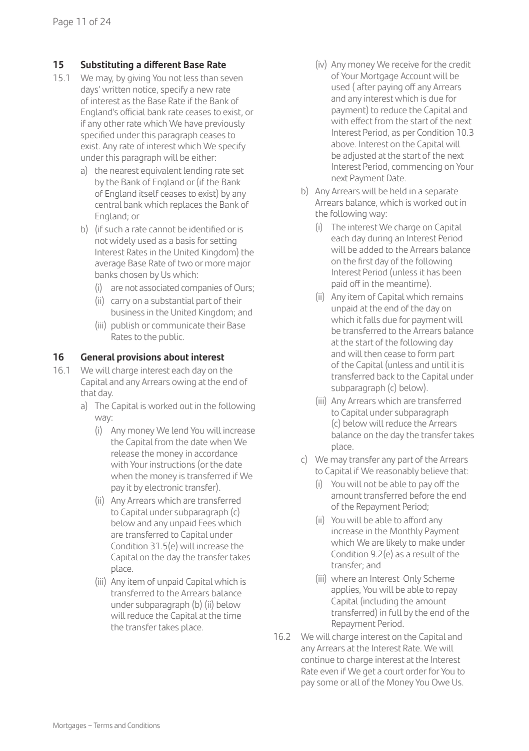## 15 Substituting a different Base Rate

15.1 We may, by giving You not less than seven days' written notice, specify a new rate of interest as the Base Rate if the Bank of England's official bank rate ceases to exist, or if any other rate which We have previously specified under this paragraph ceases to exist. Any rate of interest which We specify under this paragraph will be either:

a) the nearest equivalent lending rate set by the Bank of England or (if the Bank of England itself ceases to exist) by any central bank which replaces the Bank of England; or

b) (if such a rate cannot be identified or is not widely used as a basis for setting Interest Rates in the United Kingdom) the average Base Rate of two or more major banks chosen by Us which:

   (i) are not associated companies of Ours;

   (ii) carry on a substantial part of their business in the United Kingdom; and

   (iii) publish or communicate their Base Rates to the public.

## 16 General provisions about interest

16.1 We will charge interest each day on the Capital and any Arrears owing at the end of that day.

a) The Capital is worked out in the following way:

   (i) Any money We lend You will increase the Capital from the date when We release the money in accordance with Your instructions (or the date when the money is transferred if We pay it by electronic transfer).

   (ii) Any Arrears which are transferred to Capital under subparagraph (c) below and any unpaid Fees which are transferred to Capital under Condition 31.5(e) will increase the Capital on the day the transfer takes place.

   (iii) Any item of unpaid Capital which is transferred to the Arrears balance under subparagraph (b) (ii) below will reduce the Capital at the time the transfer takes place.

   (iv) Any money We receive for the credit of Your Mortgage Account will be used ( after paying off any Arrears and any interest which is due for payment) to reduce the Capital and with effect from the start of the next Interest Period, as per Condition 10.3 above. Interest on the Capital will be adjusted at the start of the next Interest Period, commencing on Your next Payment Date.

b) Any Arrears will be held in a separate Arrears balance, which is worked out in the following way:

   (i) The interest We charge on Capital each day during an Interest Period will be added to the Arrears balance on the first day of the following Interest Period (unless it has been paid off in the meantime).

   (ii) Any item of Capital which remains unpaid at the end of the day on which it falls due for payment will be transferred to the Arrears balance at the start of the following day and will then cease to form part of the Capital (unless and until it is transferred back to the Capital under subparagraph (c) below).

   (iii) Any Arrears which are transferred to Capital under subparagraph (c) below will reduce the Arrears balance on the day the transfer takes place.

c) We may transfer any part of the Arrears to Capital if We reasonably believe that:

   (i) You will not be able to pay off the amount transferred before the end of the Repayment Period;

   (ii) You will be able to afford any increase in the Monthly Payment which We are likely to make under Condition 9.2(e) as a result of the transfer; and

   (iii) where an Interest-Only Scheme applies, You will be able to repay Capital (including the amount transferred) in full by the end of the Repayment Period.

16.2 We will charge interest on the Capital and any Arrears at the Interest Rate. We will continue to charge interest at the Interest Rate even if We get a court order for You to pay some or all of the Money You Owe Us.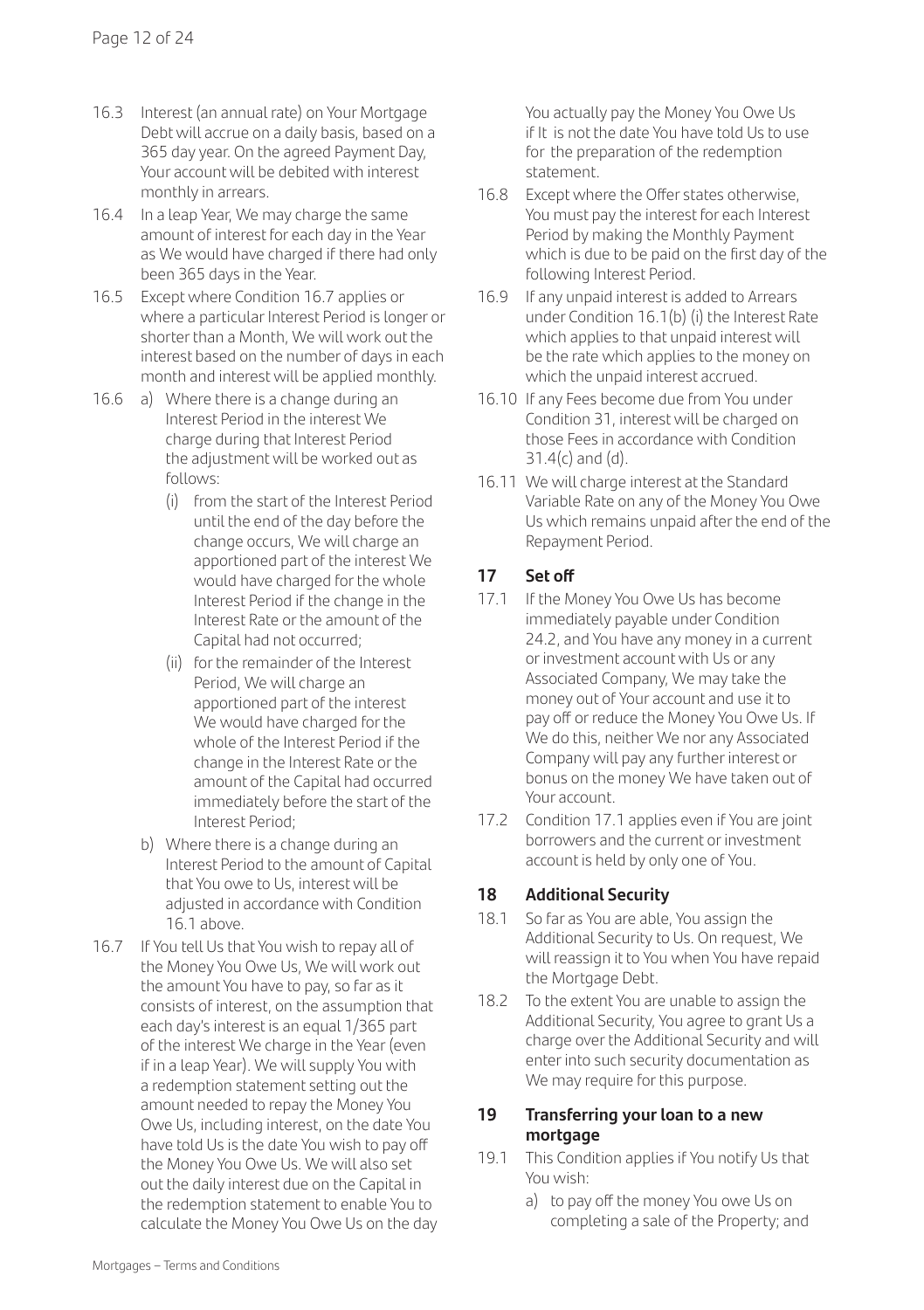16.3 Interest (an annual rate) on Your Mortgage Debt will accrue on a daily basis, based on a 365 day year. On the agreed Payment Day, Your account will be debited with interest monthly in arrears.

16.4 In a leap Year, We may charge the same amount of interest for each day in the Year as We would have charged if there had only been 365 days in the Year.

16.5 Except where Condition 16.7 applies or where a particular Interest Period is longer or shorter than a Month, We will work out the interest based on the number of days in each month and interest will be applied monthly.

16.6 a) Where there is a change during an Interest Period in the interest We charge during that Interest Period the adjustment will be worked out as follows:

(i) from the start of the Interest Period until the end of the day before the change occurs, We will charge an apportioned part of the interest We would have charged for the whole Interest Period if the change in the Interest Rate or the amount of the Capital had not occurred;

(ii) for the remainder of the Interest Period, We will charge an apportioned part of the interest We would have charged for the whole of the Interest Period if the change in the Interest Rate or the amount of the Capital had occurred immediately before the start of the Interest Period;

b) Where there is a change during an Interest Period to the amount of Capital that You owe to Us, interest will be adjusted in accordance with Condition 16.1 above.

16.7 If You tell Us that You wish to repay all of the Money You Owe Us, We will work out the amount You have to pay, so far as it consists of interest, on the assumption that each day's interest is an equal 1/365 part of the interest We charge in the Year (even if in a leap Year). We will supply You with a redemption statement setting out the amount needed to repay the Money You Owe Us, including interest, on the date You have told Us is the date You wish to pay off the Money You Owe Us. We will also set out the daily interest due on the Capital in the redemption statement to enable You to calculate the Money You Owe Us on the day You actually pay the Money You Owe Us if It is not the date You have told Us to use for the preparation of the redemption statement.

16.8 Except where the Offer states otherwise, You must pay the interest for each Interest Period by making the Monthly Payment which is due to be paid on the first day of the following Interest Period.

16.9 If any unpaid interest is added to Arrears under Condition 16.1(b) (i) the Interest Rate which applies to that unpaid interest will be the rate which applies to the money on which the unpaid interest accrued.

16.10 If any Fees become due from You under Condition 31, interest will be charged on those Fees in accordance with Condition 31.4(c) and (d).

16.11 We will charge interest at the Standard Variable Rate on any of the Money You Owe Us which remains unpaid after the end of the Repayment Period.

## 17 Set off

17.1 If the Money You Owe Us has become immediately payable under Condition 24.2, and You have any money in a current or investment account with Us or any Associated Company, We may take the money out of Your account and use it to pay off or reduce the Money You Owe Us. If We do this, neither We nor any Associated Company will pay any further interest or bonus on the money We have taken out of Your account.

17.2 Condition 17.1 applies even if You are joint borrowers and the current or investment account is held by only one of You.

## 18 Additional Security

18.1 So far as You are able, You assign the Additional Security to Us. On request, We will reassign it to You when You have repaid the Mortgage Debt.

18.2 To the extent You are unable to assign the Additional Security, You agree to grant Us a charge over the Additional Security and will enter into such security documentation as We may require for this purpose.

## 19 Transferring your loan to a new mortgage

19.1 This Condition applies if You notify Us that You wish:

a) to pay off the money You owe Us on completing a sale of the Property; and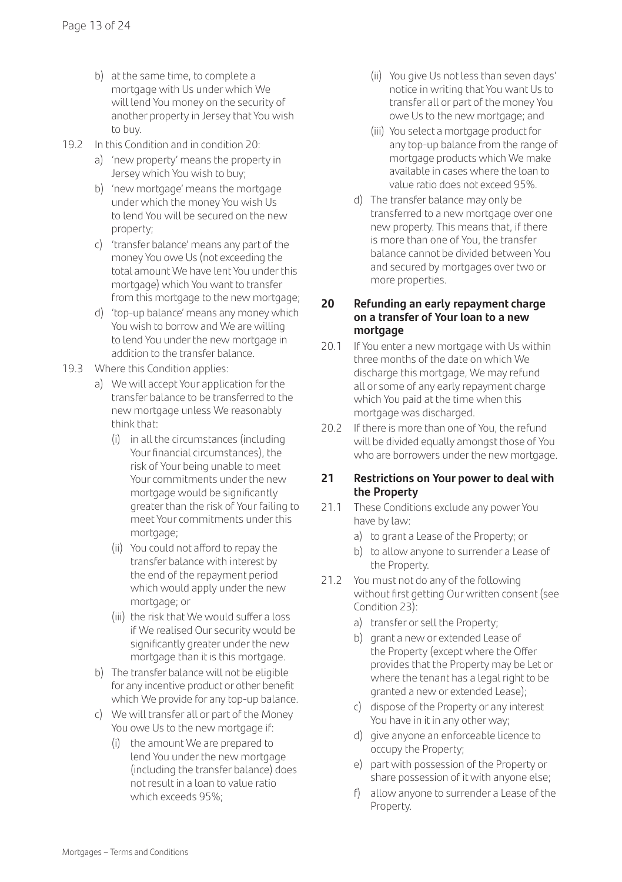b) at the same time, to complete a mortgage with Us under which We will lend You money on the security of another property in Jersey that You wish to buy.

19.2 In this Condition and in condition 20:

a) 'new property' means the property in Jersey which You wish to buy;

b) 'new mortgage' means the mortgage under which the money You wish Us to lend You will be secured on the new property;

c) 'transfer balance' means any part of the money You owe Us (not exceeding the total amount We have lent You under this mortgage) which You want to transfer from this mortgage to the new mortgage;

d) 'top-up balance' means any money which You wish to borrow and We are willing to lend You under the new mortgage in addition to the transfer balance.

19.3 Where this Condition applies:

a) We will accept Your application for the transfer balance to be transferred to the new mortgage unless We reasonably think that:

(i) in all the circumstances (including Your financial circumstances), the risk of Your being unable to meet Your commitments under the new mortgage would be significantly greater than the risk of Your failing to meet Your commitments under this mortgage;

(ii) You could not afford to repay the transfer balance with interest by the end of the repayment period which would apply under the new mortgage; or

(iii) the risk that We would suffer a loss if We realised Our security would be significantly greater under the new mortgage than it is this mortgage.

b) The transfer balance will not be eligible for any incentive product or other benefit which We provide for any top-up balance.

c) We will transfer all or part of the Money You owe Us to the new mortgage if:

(i) the amount We are prepared to lend You under the new mortgage (including the transfer balance) does not result in a loan to value ratio which exceeds 95%;

(ii) You give Us not less than seven days' notice in writing that You want Us to transfer all or part of the money You owe Us to the new mortgage; and

(iii) You select a mortgage product for any top-up balance from the range of mortgage products which We make available in cases where the loan to value ratio does not exceed 95%.

d) The transfer balance may only be transferred to a new mortgage over one new property. This means that, if there is more than one of You, the transfer balance cannot be divided between You and secured by mortgages over two or more properties.

## 20 Refunding an early repayment charge on a transfer of Your loan to a new mortgage

20.1 If You enter a new mortgage with Us within three months of the date on which We discharge this mortgage, We may refund all or some of any early repayment charge which You paid at the time when this mortgage was discharged.

20.2 If there is more than one of You, the refund will be divided equally amongst those of You who are borrowers under the new mortgage.

## 21 Restrictions on Your power to deal with the Property

21.1 These Conditions exclude any power You have by law:

a) to grant a Lease of the Property; or

b) to allow anyone to surrender a Lease of the Property.

21.2 You must not do any of the following without first getting Our written consent (see Condition 23):

a) transfer or sell the Property;

b) grant a new or extended Lease of the Property (except where the Offer provides that the Property may be Let or where the tenant has a legal right to be granted a new or extended Lease);

c) dispose of the Property or any interest You have in it in any other way;

d) give anyone an enforceable licence to occupy the Property;

e) part with possession of the Property or share possession of it with anyone else;

f) allow anyone to surrender a Lease of the Property.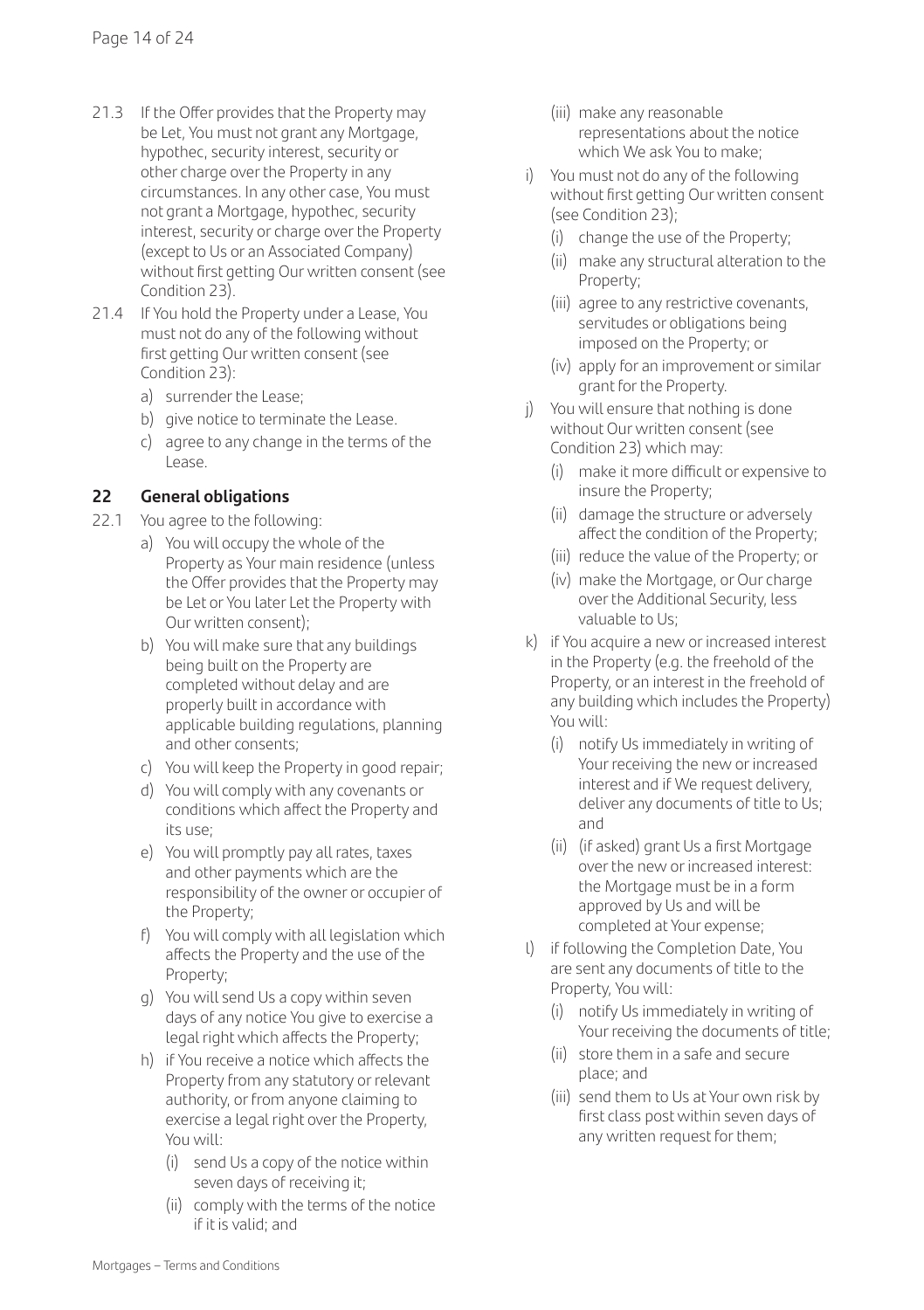21.3 If the Offer provides that the Property may be Let, You must not grant any Mortgage, hypothec, security interest, security or other charge over the Property in any circumstances. In any other case, You must not grant a Mortgage, hypothec, security interest, security or charge over the Property (except to Us or an Associated Company) without first getting Our written consent (see Condition 23).

21.4 If You hold the Property under a Lease, You must not do any of the following without first getting Our written consent (see Condition 23):

a) surrender the Lease;
b) give notice to terminate the Lease.
c) agree to any change in the terms of the Lease.

## 22 General obligations

22.1 You agree to the following:

a) You will occupy the whole of the Property as Your main residence (unless the Offer provides that the Property may be Let or You later Let the Property with Our written consent);
b) You will make sure that any buildings being built on the Property are completed without delay and are properly built in accordance with applicable building regulations, planning and other consents;
c) You will keep the Property in good repair;
d) You will comply with any covenants or conditions which affect the Property and its use;
e) You will promptly pay all rates, taxes and other payments which are the responsibility of the owner or occupier of the Property;
f) You will comply with all legislation which affects the Property and the use of the Property;
g) You will send Us a copy within seven days of any notice You give to exercise a legal right which affects the Property;
h) if You receive a notice which affects the Property from any statutory or relevant authority, or from anyone claiming to exercise a legal right over the Property, You will:
   (i) send Us a copy of the notice within seven days of receiving it;
   (ii) comply with the terms of the notice if it is valid; and
   (iii) make any reasonable representations about the notice which We ask You to make;
i) You must not do any of the following without first getting Our written consent (see Condition 23);
   (i) change the use of the Property;
   (ii) make any structural alteration to the Property;
   (iii) agree to any restrictive covenants, servitudes or obligations being imposed on the Property; or
   (iv) apply for an improvement or similar grant for the Property.
j) You will ensure that nothing is done without Our written consent (see Condition 23) which may:
   (i) make it more difficult or expensive to insure the Property;
   (ii) damage the structure or adversely affect the condition of the Property;
   (iii) reduce the value of the Property; or
   (iv) make the Mortgage, or Our charge over the Additional Security, less valuable to Us;
k) if You acquire a new or increased interest in the Property (e.g. the freehold of the Property, or an interest in the freehold of any building which includes the Property) You will:
   (i) notify Us immediately in writing of Your receiving the new or increased interest and if We request delivery, deliver any documents of title to Us; and
   (ii) (if asked) grant Us a first Mortgage over the new or increased interest: the Mortgage must be in a form approved by Us and will be completed at Your expense;
l) if following the Completion Date, You are sent any documents of title to the Property, You will:
   (i) notify Us immediately in writing of Your receiving the documents of title;
   (ii) store them in a safe and secure place; and
   (iii) send them to Us at Your own risk by first class post within seven days of any written request for them;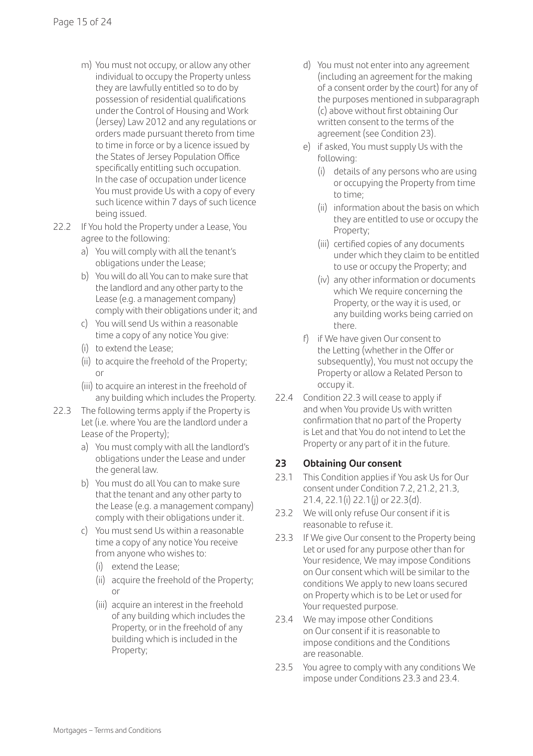m) You must not occupy, or allow any other individual to occupy the Property unless they are lawfully entitled so to do by possession of residential qualifications under the Control of Housing and Work (Jersey) Law 2012 and any regulations or orders made pursuant thereto from time to time in force or by a licence issued by the States of Jersey Population Office specifically entitling such occupation. In the case of occupation under licence You must provide Us with a copy of every such licence within 7 days of such licence being issued.

22.2 If You hold the Property under a Lease, You agree to the following:

a) You will comply with all the tenant's obligations under the Lease;

b) You will do all You can to make sure that the landlord and any other party to the Lease (e.g. a management company) comply with their obligations under it; and

c) You will send Us within a reasonable time a copy of any notice You give:

(i) to extend the Lease;

(ii) to acquire the freehold of the Property; or

(iii) to acquire an interest in the freehold of any building which includes the Property.

22.3 The following terms apply if the Property is Let (i.e. where You are the landlord under a Lease of the Property);

a) You must comply with all the landlord's obligations under the Lease and under the general law.

b) You must do all You can to make sure that the tenant and any other party to the Lease (e.g. a management company) comply with their obligations under it.

c) You must send Us within a reasonable time a copy of any notice You receive from anyone who wishes to:

(i) extend the Lease;

(ii) acquire the freehold of the Property; or

(iii) acquire an interest in the freehold of any building which includes the Property, or in the freehold of any building which is included in the Property;

d) You must not enter into any agreement (including an agreement for the making of a consent order by the court) for any of the purposes mentioned in subparagraph (c) above without first obtaining Our written consent to the terms of the agreement (see Condition 23).

e) if asked, You must supply Us with the following:

(i) details of any persons who are using or occupying the Property from time to time;

(ii) information about the basis on which they are entitled to use or occupy the Property;

(iii) certified copies of any documents under which they claim to be entitled to use or occupy the Property; and

(iv) any other information or documents which We require concerning the Property, or the way it is used, or any building works being carried on there.

f) if We have given Our consent to the Letting (whether in the Offer or subsequently), You must not occupy the Property or allow a Related Person to occupy it.

22.4 Condition 22.3 will cease to apply if and when You provide Us with written confirmation that no part of the Property is Let and that You do not intend to Let the Property or any part of it in the future.

## 23 Obtaining Our consent

23.1 This Condition applies if You ask Us for Our consent under Condition 7.2, 21.2, 21.3, 21.4, 22.1(i) 22.1(j) or 22.3(d).

23.2 We will only refuse Our consent if it is reasonable to refuse it.

23.3 If We give Our consent to the Property being Let or used for any purpose other than for Your residence, We may impose Conditions on Our consent which will be similar to the conditions We apply to new loans secured on Property which is to be Let or used for Your requested purpose.

23.4 We may impose other Conditions on Our consent if it is reasonable to impose conditions and the Conditions are reasonable.

23.5 You agree to comply with any conditions We impose under Conditions 23.3 and 23.4.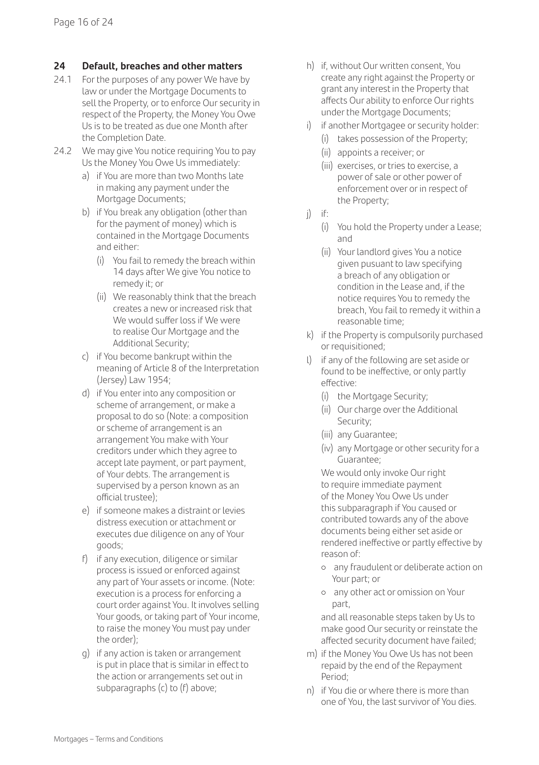## 24 Default, breaches and other matters

24.1 For the purposes of any power We have by law or under the Mortgage Documents to sell the Property, or to enforce Our security in respect of the Property, the Money You Owe Us is to be treated as due one Month after the Completion Date.

24.2 We may give You notice requiring You to pay Us the Money You Owe Us immediately:

a) if You are more than two Months late in making any payment under the Mortgage Documents;

b) if You break any obligation (other than for the payment of money) which is contained in the Mortgage Documents and either:

   (i) You fail to remedy the breach within 14 days after We give You notice to remedy it; or

   (ii) We reasonably think that the breach creates a new or increased risk that We would suffer loss if We were to realise Our Mortgage and the Additional Security;

c) if You become bankrupt within the meaning of Article 8 of the Interpretation (Jersey) Law 1954;

d) if You enter into any composition or scheme of arrangement, or make a proposal to do so (Note: a composition or scheme of arrangement is an arrangement You make with Your creditors under which they agree to accept late payment, or part payment, of Your debts. The arrangement is supervised by a person known as an official trustee);

e) if someone makes a distraint or levies distress execution or attachment or executes due diligence on any of Your goods;

f) if any execution, diligence or similar process is issued or enforced against any part of Your assets or income. (Note: execution is a process for enforcing a court order against You. It involves selling Your goods, or taking part of Your income, to raise the money You must pay under the order);

g) if any action is taken or arrangement is put in place that is similar in effect to the action or arrangements set out in subparagraphs (c) to (f) above;

h) if, without Our written consent, You create any right against the Property or grant any interest in the Property that affects Our ability to enforce Our rights under the Mortgage Documents;

i) if another Mortgagee or security holder:

   (i) takes possession of the Property;

   (ii) appoints a receiver; or

   (iii) exercises, or tries to exercise, a power of sale or other power of enforcement over or in respect of the Property;

j) if:

   (i) You hold the Property under a Lease; and

   (ii) Your landlord gives You a notice given pusuant to law specifying a breach of any obligation or condition in the Lease and, if the notice requires You to remedy the breach, You fail to remedy it within a reasonable time;

k) if the Property is compulsorily purchased or requisitioned;

l) if any of the following are set aside or found to be ineffective, or only partly effective:

   (i) the Mortgage Security;

   (ii) Our charge over the Additional Security;

   (iii) any Guarantee;

   (iv) any Mortgage or other security for a Guarantee;

   We would only invoke Our right to require immediate payment of the Money You Owe Us under this subparagraph if You caused or contributed towards any of the above documents being either set aside or rendered ineffective or partly effective by reason of:

   - any fraudulent or deliberate action on Your part; or
   - any other act or omission on Your part,

   and all reasonable steps taken by Us to make good Our security or reinstate the affected security document have failed;

m) if the Money You Owe Us has not been repaid by the end of the Repayment Period;

n) if You die or where there is more than one of You, the last survivor of You dies.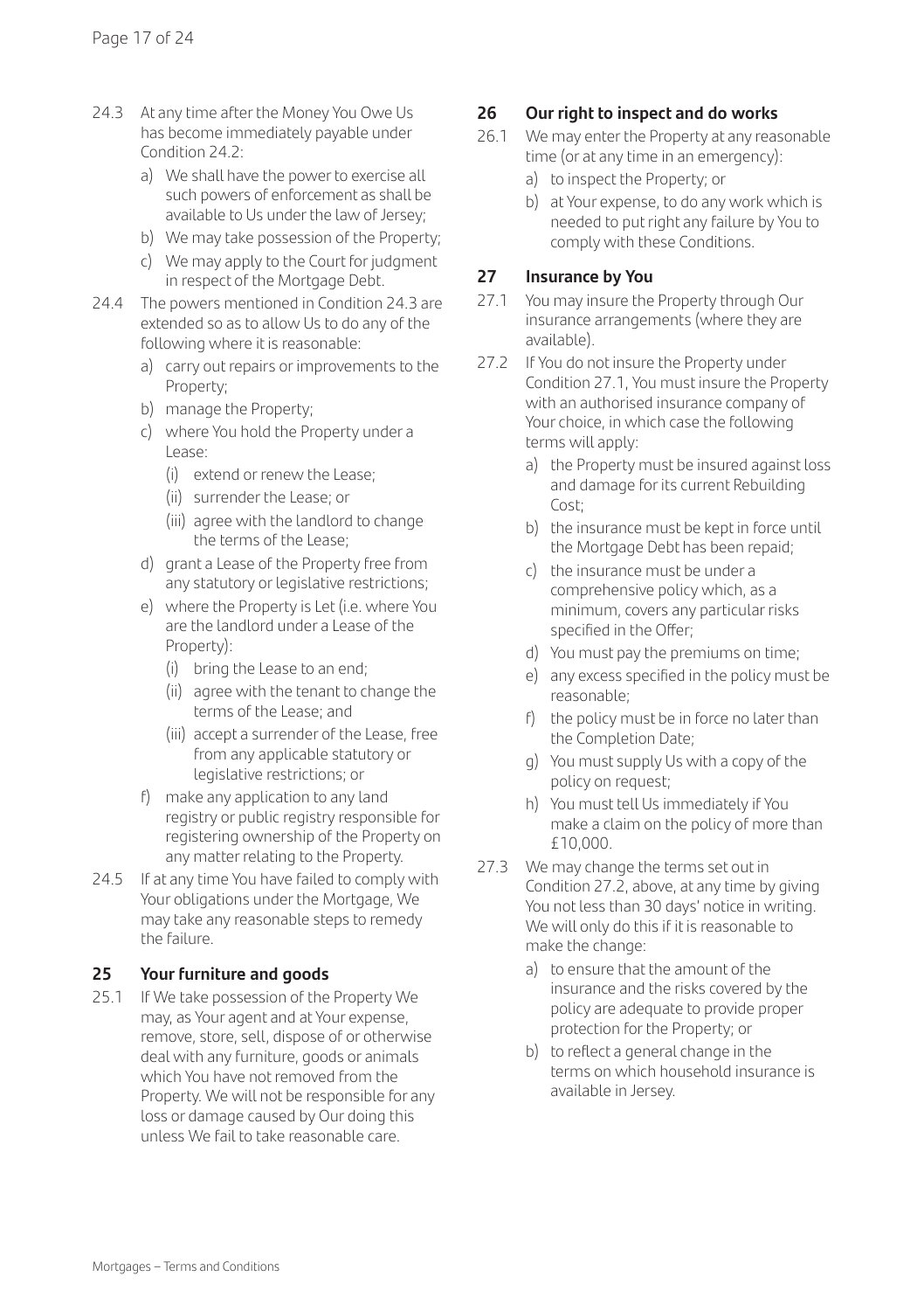24.3 At any time after the Money You Owe Us has become immediately payable under Condition 24.2:

a) We shall have the power to exercise all such powers of enforcement as shall be available to Us under the law of Jersey;

b) We may take possession of the Property;

c) We may apply to the Court for judgment in respect of the Mortgage Debt.

24.4 The powers mentioned in Condition 24.3 are extended so as to allow Us to do any of the following where it is reasonable:

a) carry out repairs or improvements to the Property;

b) manage the Property;

c) where You hold the Property under a Lease:

(i) extend or renew the Lease;

(ii) surrender the Lease; or

(iii) agree with the landlord to change the terms of the Lease;

d) grant a Lease of the Property free from any statutory or legislative restrictions;

e) where the Property is Let (i.e. where You are the landlord under a Lease of the Property):

(i) bring the Lease to an end;

(ii) agree with the tenant to change the terms of the Lease; and

(iii) accept a surrender of the Lease, free from any applicable statutory or legislative restrictions; or

f) make any application to any land registry or public registry responsible for registering ownership of the Property on any matter relating to the Property.

24.5 If at any time You have failed to comply with Your obligations under the Mortgage, We may take any reasonable steps to remedy the failure.

## 25 Your furniture and goods

25.1 If We take possession of the Property We may, as Your agent and at Your expense, remove, store, sell, dispose of or otherwise deal with any furniture, goods or animals which You have not removed from the Property. We will not be responsible for any loss or damage caused by Our doing this unless We fail to take reasonable care.

## 26 Our right to inspect and do works

26.1 We may enter the Property at any reasonable time (or at any time in an emergency):

a) to inspect the Property; or

b) at Your expense, to do any work which is needed to put right any failure by You to comply with these Conditions.

## 27 Insurance by You

27.1 You may insure the Property through Our insurance arrangements (where they are available).

27.2 If You do not insure the Property under Condition 27.1, You must insure the Property with an authorised insurance company of Your choice, in which case the following terms will apply:

a) the Property must be insured against loss and damage for its current Rebuilding Cost;

b) the insurance must be kept in force until the Mortgage Debt has been repaid;

c) the insurance must be under a comprehensive policy which, as a minimum, covers any particular risks specified in the Offer;

d) You must pay the premiums on time;

e) any excess specified in the policy must be reasonable;

f) the policy must be in force no later than the Completion Date;

g) You must supply Us with a copy of the policy on request;

h) You must tell Us immediately if You make a claim on the policy of more than £10,000.

27.3 We may change the terms set out in Condition 27.2, above, at any time by giving You not less than 30 days' notice in writing. We will only do this if it is reasonable to make the change:

a) to ensure that the amount of the insurance and the risks covered by the policy are adequate to provide proper protection for the Property; or

b) to reflect a general change in the terms on which household insurance is available in Jersey.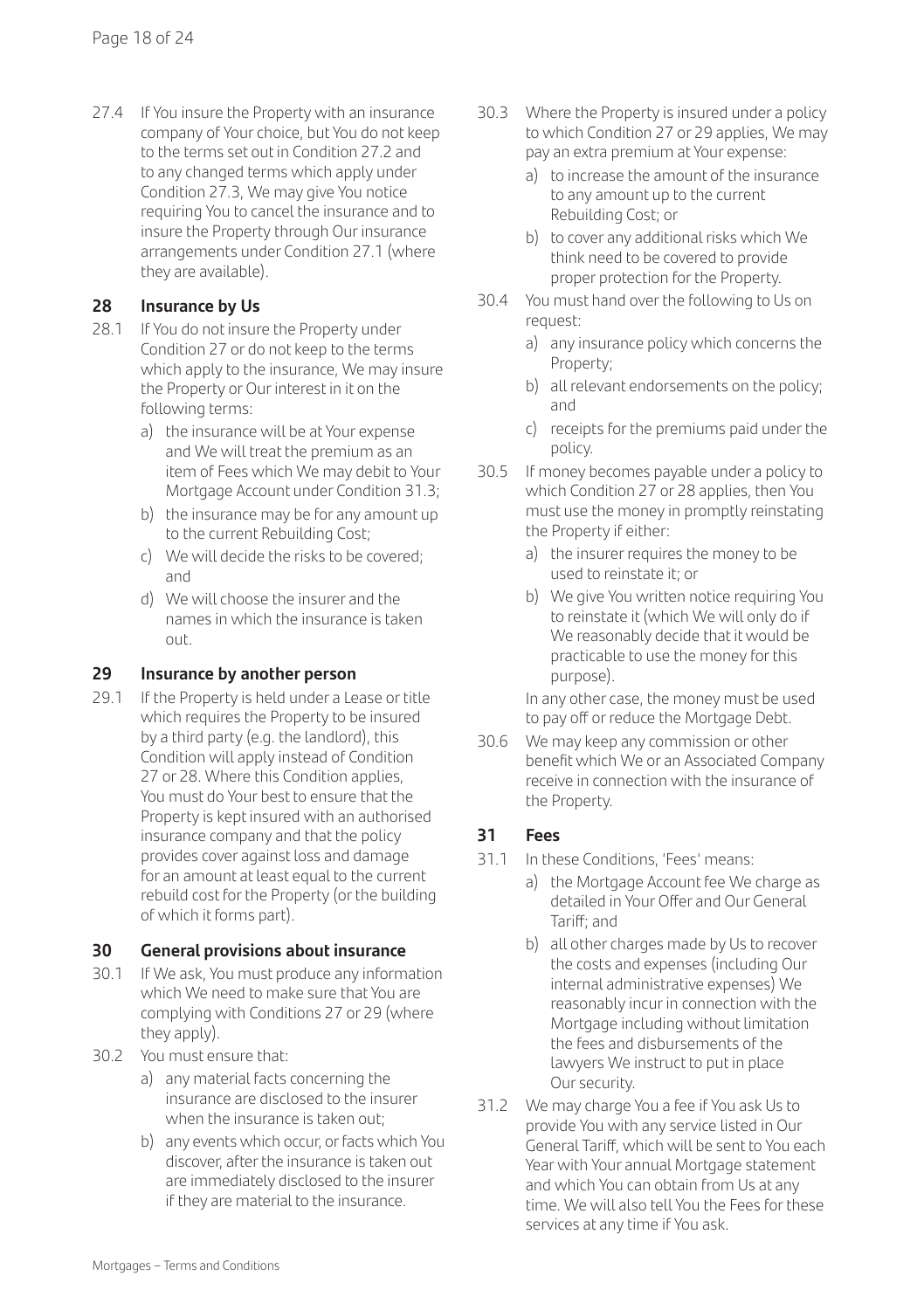27.4 If You insure the Property with an insurance company of Your choice, but You do not keep to the terms set out in Condition 27.2 and to any changed terms which apply under Condition 27.3, We may give You notice requiring You to cancel the insurance and to insure the Property through Our insurance arrangements under Condition 27.1 (where they are available).

## 28 Insurance by Us

28.1 If You do not insure the Property under Condition 27 or do not keep to the terms which apply to the insurance, We may insure the Property or Our interest in it on the following terms:

a) the insurance will be at Your expense and We will treat the premium as an item of Fees which We may debit to Your Mortgage Account under Condition 31.3;

b) the insurance may be for any amount up to the current Rebuilding Cost;

c) We will decide the risks to be covered; and

d) We will choose the insurer and the names in which the insurance is taken out.

## 29 Insurance by another person

29.1 If the Property is held under a Lease or title which requires the Property to be insured by a third party (e.g. the landlord), this Condition will apply instead of Condition 27 or 28. Where this Condition applies, You must do Your best to ensure that the Property is kept insured with an authorised insurance company and that the policy provides cover against loss and damage for an amount at least equal to the current rebuild cost for the Property (or the building of which it forms part).

## 30 General provisions about insurance

30.1 If We ask, You must produce any information which We need to make sure that You are complying with Conditions 27 or 29 (where they apply).

30.2 You must ensure that:

a) any material facts concerning the insurance are disclosed to the insurer when the insurance is taken out;

b) any events which occur, or facts which You discover, after the insurance is taken out are immediately disclosed to the insurer if they are material to the insurance.

30.3 Where the Property is insured under a policy to which Condition 27 or 29 applies, We may pay an extra premium at Your expense:

a) to increase the amount of the insurance to any amount up to the current Rebuilding Cost; or

b) to cover any additional risks which We think need to be covered to provide proper protection for the Property.

30.4 You must hand over the following to Us on request:

a) any insurance policy which concerns the Property;

b) all relevant endorsements on the policy; and

c) receipts for the premiums paid under the policy.

30.5 If money becomes payable under a policy to which Condition 27 or 28 applies, then You must use the money in promptly reinstating the Property if either:

a) the insurer requires the money to be used to reinstate it; or

b) We give You written notice requiring You to reinstate it (which We will only do if We reasonably decide that it would be practicable to use the money for this purpose).

In any other case, the money must be used to pay off or reduce the Mortgage Debt.

30.6 We may keep any commission or other benefit which We or an Associated Company receive in connection with the insurance of the Property.

## 31 Fees

31.1 In these Conditions, 'Fees' means:

a) the Mortgage Account fee We charge as detailed in Your Offer and Our General Tariff; and

b) all other charges made by Us to recover the costs and expenses (including Our internal administrative expenses) We reasonably incur in connection with the Mortgage including without limitation the fees and disbursements of the lawyers We instruct to put in place Our security.

31.2 We may charge You a fee if You ask Us to provide You with any service listed in Our General Tariff, which will be sent to You each Year with Your annual Mortgage statement and which You can obtain from Us at any time. We will also tell You the Fees for these services at any time if You ask.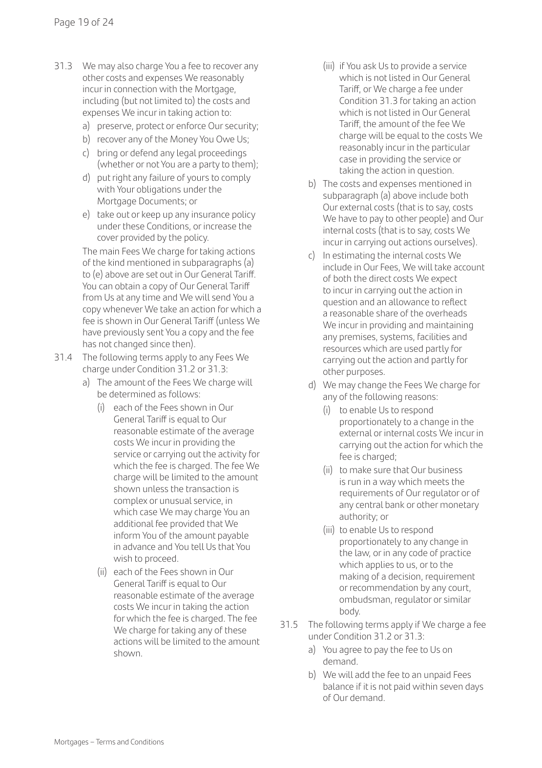31.3 We may also charge You a fee to recover any other costs and expenses We reasonably incur in connection with the Mortgage, including (but not limited to) the costs and expenses We incur in taking action to:

a) preserve, protect or enforce Our security;

b) recover any of the Money You Owe Us;

c) bring or defend any legal proceedings (whether or not You are a party to them);

d) put right any failure of yours to comply with Your obligations under the Mortgage Documents; or

e) take out or keep up any insurance policy under these Conditions, or increase the cover provided by the policy.

The main Fees We charge for taking actions of the kind mentioned in subparagraphs (a) to (e) above are set out in Our General Tariff. You can obtain a copy of Our General Tariff from Us at any time and We will send You a copy whenever We take an action for which a fee is shown in Our General Tariff (unless We have previously sent You a copy and the fee has not changed since then).

31.4 The following terms apply to any Fees We charge under Condition 31.2 or 31.3:

a) The amount of the Fees We charge will be determined as follows:

(i) each of the Fees shown in Our General Tariff is equal to Our reasonable estimate of the average costs We incur in providing the service or carrying out the activity for which the fee is charged. The fee We charge will be limited to the amount shown unless the transaction is complex or unusual service, in which case We may charge You an additional fee provided that We inform You of the amount payable in advance and You tell Us that You wish to proceed.

(ii) each of the Fees shown in Our General Tariff is equal to Our reasonable estimate of the average costs We incur in taking the action for which the fee is charged. The fee We charge for taking any of these actions will be limited to the amount shown.

(iii) if You ask Us to provide a service which is not listed in Our General Tariff, or We charge a fee under Condition 31.3 for taking an action which is not listed in Our General Tariff, the amount of the fee We charge will be equal to the costs We reasonably incur in the particular case in providing the service or taking the action in question.

b) The costs and expenses mentioned in subparagraph (a) above include both Our external costs (that is to say, costs We have to pay to other people) and Our internal costs (that is to say, costs We incur in carrying out actions ourselves).

c) In estimating the internal costs We include in Our Fees, We will take account of both the direct costs We expect to incur in carrying out the action in question and an allowance to reflect a reasonable share of the overheads We incur in providing and maintaining any premises, systems, facilities and resources which are used partly for carrying out the action and partly for other purposes.

d) We may change the Fees We charge for any of the following reasons:

(i) to enable Us to respond proportionately to a change in the external or internal costs We incur in carrying out the action for which the fee is charged;

(ii) to make sure that Our business is run in a way which meets the requirements of Our regulator or of any central bank or other monetary authority; or

(iii) to enable Us to respond proportionately to any change in the law, or in any code of practice which applies to us, or to the making of a decision, requirement or recommendation by any court, ombudsman, regulator or similar body.

31.5 The following terms apply if We charge a fee under Condition 31.2 or 31.3:

a) You agree to pay the fee to Us on demand.

b) We will add the fee to an unpaid Fees balance if it is not paid within seven days of Our demand.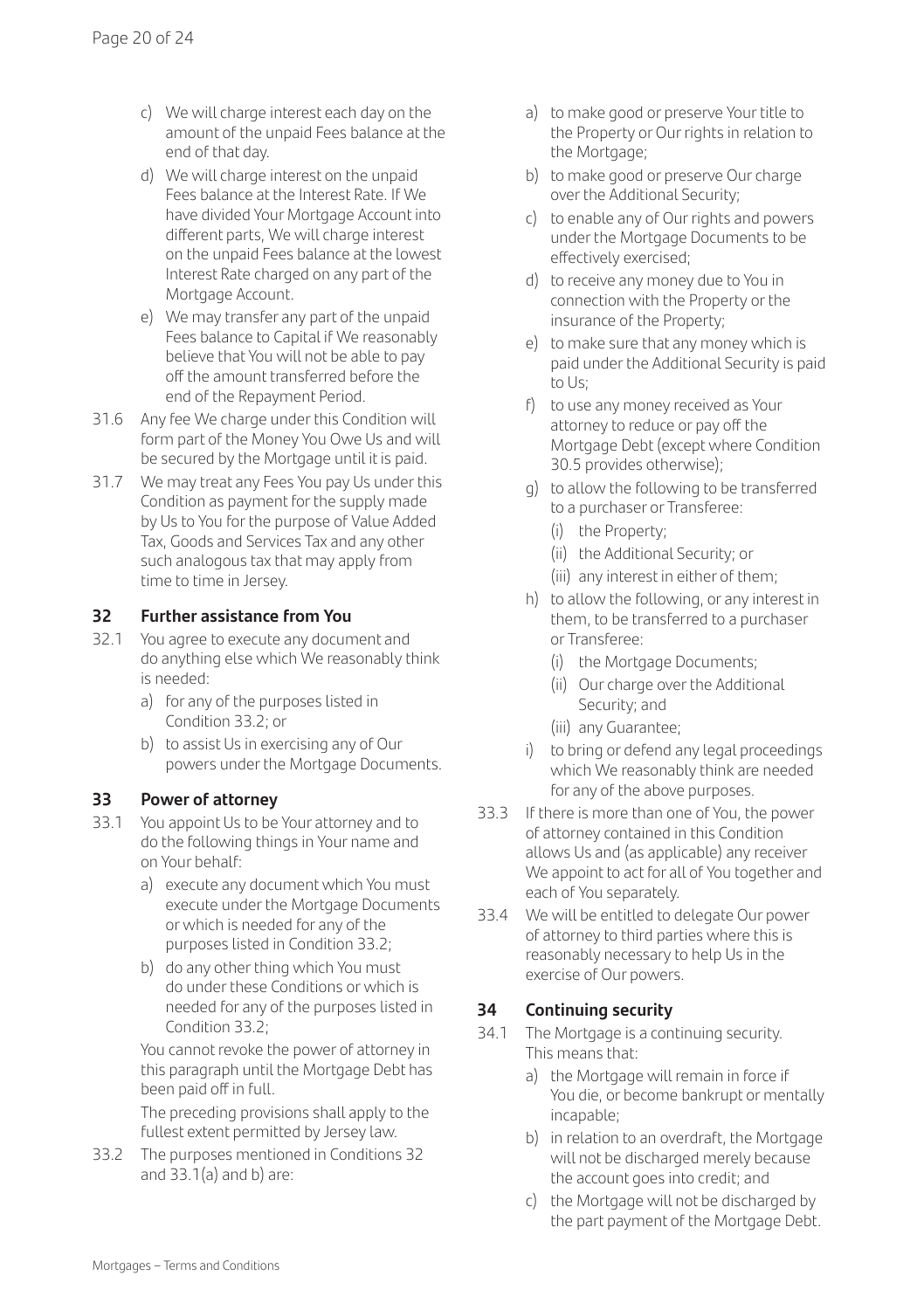c) We will charge interest each day on the amount of the unpaid Fees balance at the end of that day.

d) We will charge interest on the unpaid Fees balance at the Interest Rate. If We have divided Your Mortgage Account into different parts, We will charge interest on the unpaid Fees balance at the lowest Interest Rate charged on any part of the Mortgage Account.

e) We may transfer any part of the unpaid Fees balance to Capital if We reasonably believe that You will not be able to pay off the amount transferred before the end of the Repayment Period.

31.6 Any fee We charge under this Condition will form part of the Money You Owe Us and will be secured by the Mortgage until it is paid.

31.7 We may treat any Fees You pay Us under this Condition as payment for the supply made by Us to You for the purpose of Value Added Tax, Goods and Services Tax and any other such analogous tax that may apply from time to time in Jersey.

## 32 Further assistance from You

32.1 You agree to execute any document and do anything else which We reasonably think is needed:

a) for any of the purposes listed in Condition 33.2; or

b) to assist Us in exercising any of Our powers under the Mortgage Documents.

## 33 Power of attorney

33.1 You appoint Us to be Your attorney and to do the following things in Your name and on Your behalf:

a) execute any document which You must execute under the Mortgage Documents or which is needed for any of the purposes listed in Condition 33.2;

b) do any other thing which You must do under these Conditions or which is needed for any of the purposes listed in Condition 33.2;

You cannot revoke the power of attorney in this paragraph until the Mortgage Debt has been paid off in full.

The preceding provisions shall apply to the fullest extent permitted by Jersey law.

33.2 The purposes mentioned in Conditions 32 and 33.1(a) and b) are:

a) to make good or preserve Your title to the Property or Our rights in relation to the Mortgage;

b) to make good or preserve Our charge over the Additional Security;

c) to enable any of Our rights and powers under the Mortgage Documents to be effectively exercised;

d) to receive any money due to You in connection with the Property or the insurance of the Property;

e) to make sure that any money which is paid under the Additional Security is paid to Us;

f) to use any money received as Your attorney to reduce or pay off the Mortgage Debt (except where Condition 30.5 provides otherwise);

g) to allow the following to be transferred to a purchaser or Transferee:
   (i) the Property;
   (ii) the Additional Security; or
   (iii) any interest in either of them;

h) to allow the following, or any interest in them, to be transferred to a purchaser or Transferee:
   (i) the Mortgage Documents;
   (ii) Our charge over the Additional Security; and
   (iii) any Guarantee;

i) to bring or defend any legal proceedings which We reasonably think are needed for any of the above purposes.

33.3 If there is more than one of You, the power of attorney contained in this Condition allows Us and (as applicable) any receiver We appoint to act for all of You together and each of You separately.

33.4 We will be entitled to delegate Our power of attorney to third parties where this is reasonably necessary to help Us in the exercise of Our powers.

## 34 Continuing security

34.1 The Mortgage is a continuing security. This means that:

a) the Mortgage will remain in force if You die, or become bankrupt or mentally incapable;

b) in relation to an overdraft, the Mortgage will not be discharged merely because the account goes into credit; and

c) the Mortgage will not be discharged by the part payment of the Mortgage Debt.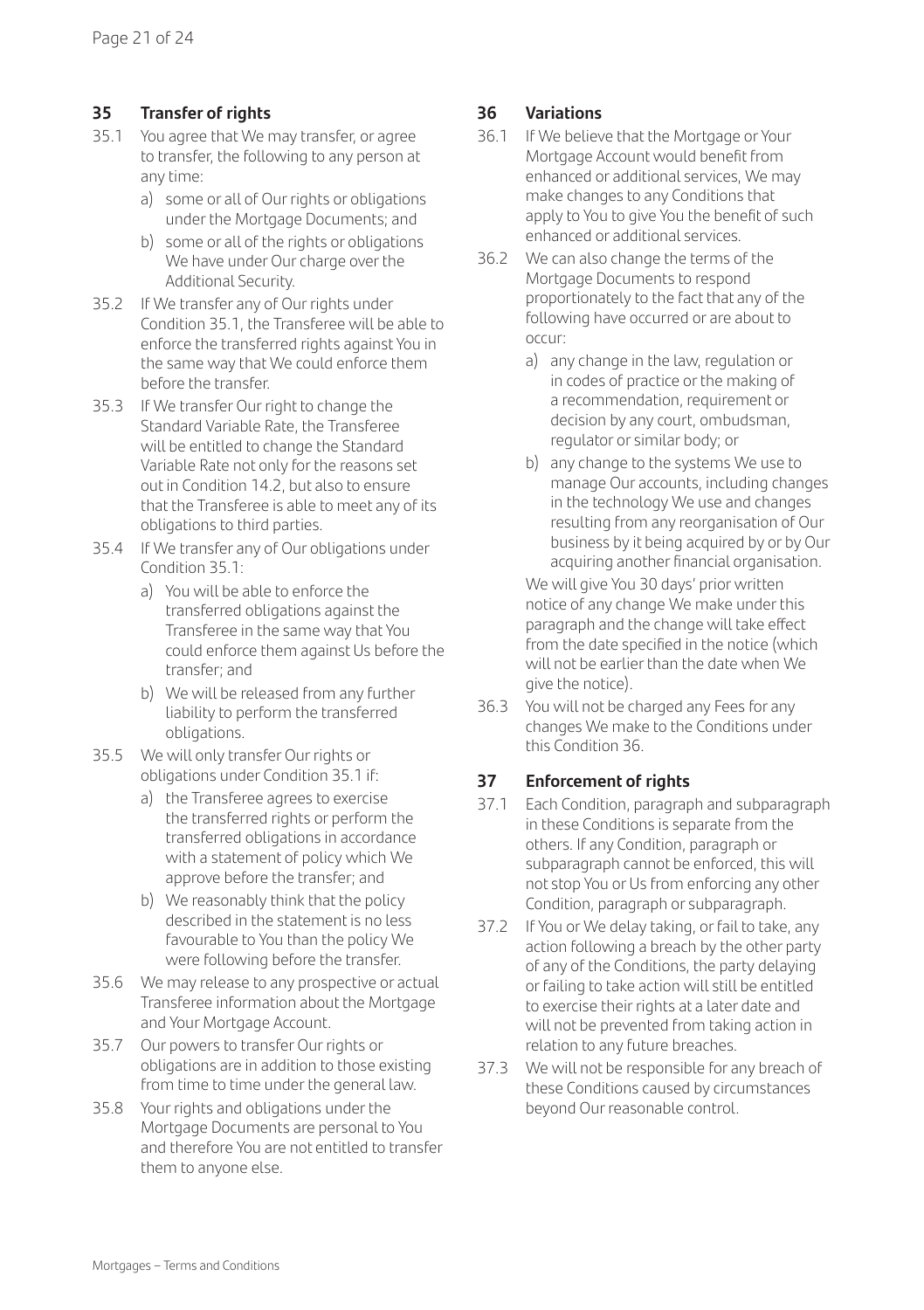## 35 Transfer of rights

35.1 You agree that We may transfer, or agree to transfer, the following to any person at any time:

a) some or all of Our rights or obligations under the Mortgage Documents; and

b) some or all of the rights or obligations We have under Our charge over the Additional Security.

35.2 If We transfer any of Our rights under Condition 35.1, the Transferee will be able to enforce the transferred rights against You in the same way that We could enforce them before the transfer.

35.3 If We transfer Our right to change the Standard Variable Rate, the Transferee will be entitled to change the Standard Variable Rate not only for the reasons set out in Condition 14.2, but also to ensure that the Transferee is able to meet any of its obligations to third parties.

35.4 If We transfer any of Our obligations under Condition 35.1:

a) You will be able to enforce the transferred obligations against the Transferee in the same way that You could enforce them against Us before the transfer; and

b) We will be released from any further liability to perform the transferred obligations.

35.5 We will only transfer Our rights or obligations under Condition 35.1 if:

a) the Transferee agrees to exercise the transferred rights or perform the transferred obligations in accordance with a statement of policy which We approve before the transfer; and

b) We reasonably think that the policy described in the statement is no less favourable to You than the policy We were following before the transfer.

35.6 We may release to any prospective or actual Transferee information about the Mortgage and Your Mortgage Account.

35.7 Our powers to transfer Our rights or obligations are in addition to those existing from time to time under the general law.

35.8 Your rights and obligations under the Mortgage Documents are personal to You and therefore You are not entitled to transfer them to anyone else.

## 36 Variations

36.1 If We believe that the Mortgage or Your Mortgage Account would benefit from enhanced or additional services, We may make changes to any Conditions that apply to You to give You the benefit of such enhanced or additional services.

36.2 We can also change the terms of the Mortgage Documents to respond proportionately to the fact that any of the following have occurred or are about to occur:

a) any change in the law, regulation or in codes of practice or the making of a recommendation, requirement or decision by any court, ombudsman, regulator or similar body; or

b) any change to the systems We use to manage Our accounts, including changes in the technology We use and changes resulting from any reorganisation of Our business by it being acquired by or by Our acquiring another financial organisation.

We will give You 30 days' prior written notice of any change We make under this paragraph and the change will take effect from the date specified in the notice (which will not be earlier than the date when We give the notice).

36.3 You will not be charged any Fees for any changes We make to the Conditions under this Condition 36.

## 37 Enforcement of rights

37.1 Each Condition, paragraph and subparagraph in these Conditions is separate from the others. If any Condition, paragraph or subparagraph cannot be enforced, this will not stop You or Us from enforcing any other Condition, paragraph or subparagraph.

37.2 If You or We delay taking, or fail to take, any action following a breach by the other party of any of the Conditions, the party delaying or failing to take action will still be entitled to exercise their rights at a later date and will not be prevented from taking action in relation to any future breaches.

37.3 We will not be responsible for any breach of these Conditions caused by circumstances beyond Our reasonable control.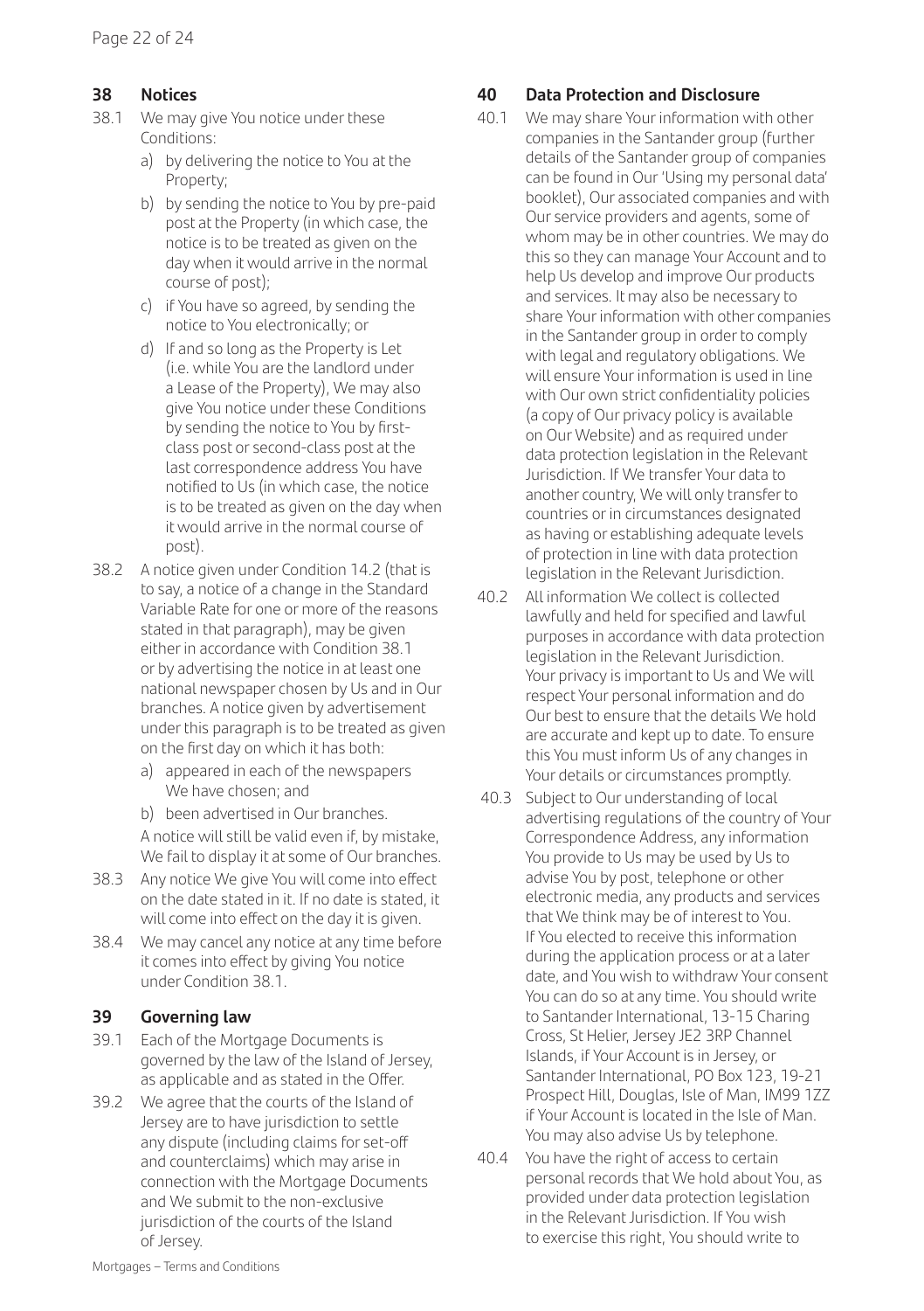## 38 Notices

38.1 We may give You notice under these Conditions:

a) by delivering the notice to You at the Property;

b) by sending the notice to You by pre-paid post at the Property (in which case, the notice is to be treated as given on the day when it would arrive in the normal course of post);

c) if You have so agreed, by sending the notice to You electronically; or

d) If and so long as the Property is Let (i.e. while You are the landlord under a Lease of the Property), We may also give You notice under these Conditions by sending the notice to You by first-class post or second-class post at the last correspondence address You have notified to Us (in which case, the notice is to be treated as given on the day when it would arrive in the normal course of post).

38.2 A notice given under Condition 14.2 (that is to say, a notice of a change in the Standard Variable Rate for one or more of the reasons stated in that paragraph), may be given either in accordance with Condition 38.1 or by advertising the notice in at least one national newspaper chosen by Us and in Our branches. A notice given by advertisement under this paragraph is to be treated as given on the first day on which it has both:

a) appeared in each of the newspapers We have chosen; and

b) been advertised in Our branches.

A notice will still be valid even if, by mistake, We fail to display it at some of Our branches.

38.3 Any notice We give You will come into effect on the date stated in it. If no date is stated, it will come into effect on the day it is given.

38.4 We may cancel any notice at any time before it comes into effect by giving You notice under Condition 38.1.

## 39 Governing law

39.1 Each of the Mortgage Documents is governed by the law of the Island of Jersey, as applicable and as stated in the Offer.

39.2 We agree that the courts of the Island of Jersey are to have jurisdiction to settle any dispute (including claims for set-off and counterclaims) which may arise in connection with the Mortgage Documents and We submit to the non-exclusive jurisdiction of the courts of the Island of Jersey.

## 40 Data Protection and Disclosure

40.1 We may share Your information with other companies in the Santander group (further details of the Santander group of companies can be found in Our 'Using my personal data' booklet), Our associated companies and with Our service providers and agents, some of whom may be in other countries. We may do this so they can manage Your Account and to help Us develop and improve Our products and services. It may also be necessary to share Your information with other companies in the Santander group in order to comply with legal and regulatory obligations. We will ensure Your information is used in line with Our own strict confidentiality policies (a copy of Our privacy policy is available on Our Website) and as required under data protection legislation in the Relevant Jurisdiction. If We transfer Your data to another country, We will only transfer to countries or in circumstances designated as having or establishing adequate levels of protection in line with data protection legislation in the Relevant Jurisdiction.

40.2 All information We collect is collected lawfully and held for specified and lawful purposes in accordance with data protection legislation in the Relevant Jurisdiction. Your privacy is important to Us and We will respect Your personal information and do Our best to ensure that the details We hold are accurate and kept up to date. To ensure this You must inform Us of any changes in Your details or circumstances promptly.

40.3 Subject to Our understanding of local advertising regulations of the country of Your Correspondence Address, any information You provide to Us may be used by Us to advise You by post, telephone or other electronic media, any products and services that We think may be of interest to You. If You elected to receive this information during the application process or at a later date, and You wish to withdraw Your consent You can do so at any time. You should write to Santander International, 13-15 Charing Cross, St Helier, Jersey JE2 3RP Channel Islands, if Your Account is in Jersey, or Santander International, PO Box 123, 19-21 Prospect Hill, Douglas, Isle of Man, IM99 1ZZ if Your Account is located in the Isle of Man. You may also advise Us by telephone.

40.4 You have the right of access to certain personal records that We hold about You, as provided under data protection legislation in the Relevant Jurisdiction. If You wish to exercise this right, You should write to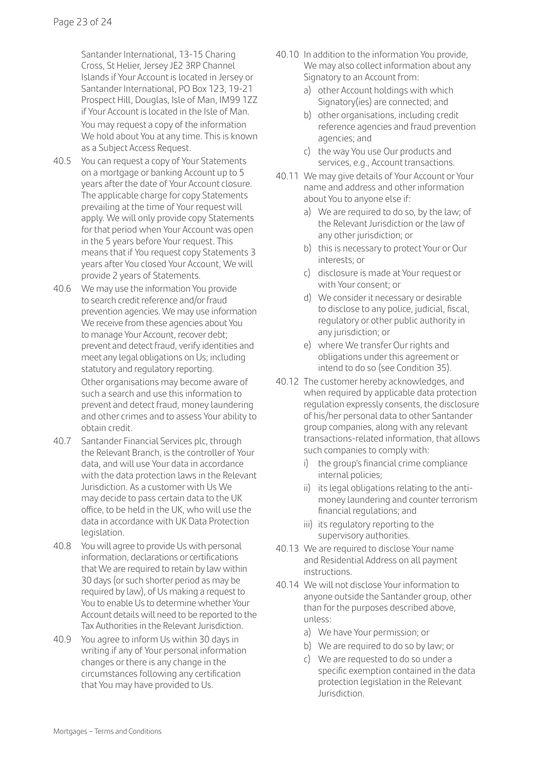Santander International, 13-15 Charing Cross, St Helier, Jersey JE2 3RP Channel Islands if Your Account is located in Jersey or Santander International, PO Box 123, 19-21 Prospect Hill, Douglas, Isle of Man, IM99 1ZZ if Your Account is located in the Isle of Man.

You may request a copy of the information We hold about You at any time. This is known as a Subject Access Request.

40.5 You can request a copy of Your Statements on a mortgage or banking Account up to 5 years after the date of Your Account closure. The applicable charge for copy Statements prevailing at the time of Your request will apply. We will only provide copy Statements for that period when Your Account was open in the 5 years before Your request. This means that if You request copy Statements 3 years after You closed Your Account, We will provide 2 years of Statements.

40.6 We may use the information You provide to search credit reference and/or fraud prevention agencies. We may use information We receive from these agencies about You to manage Your Account, recover debt; prevent and detect fraud, verify identities and meet any legal obligations on Us; including statutory and regulatory reporting.

Other organisations may become aware of such a search and use this information to prevent and detect fraud, money laundering and other crimes and to assess Your ability to obtain credit.

40.7 Santander Financial Services plc, through the Relevant Branch, is the controller of Your data, and will use Your data in accordance with the data protection laws in the Relevant Jurisdiction. As a customer with Us We may decide to pass certain data to the UK office, to be held in the UK, who will use the data in accordance with UK Data Protection legislation.

40.8 You will agree to provide Us with personal information, declarations or certifications that We are required to retain by law within 30 days (or such shorter period as may be required by law), of Us making a request to You to enable Us to determine whether Your Account details will need to be reported to the Tax Authorities in the Relevant Jurisdiction.

40.9 You agree to inform Us within 30 days in writing if any of Your personal information changes or there is any change in the circumstances following any certification that You may have provided to Us.

40.10 In addition to the information You provide, We may also collect information about any Signatory to an Account from:

a) other Account holdings with which Signatory(ies) are connected; and
b) other organisations, including credit reference agencies and fraud prevention agencies; and
c) the way You use Our products and services, e.g., Account transactions.

40.11 We may give details of Your Account or Your name and address and other information about You to anyone else if:

a) We are required to do so, by the law; of the Relevant Jurisdiction or the law of any other jurisdiction; or
b) this is necessary to protect Your or Our interests; or
c) disclosure is made at Your request or with Your consent; or
d) We consider it necessary or desirable to disclose to any police, judicial, fiscal, regulatory or other public authority in any jurisdiction; or
e) where We transfer Our rights and obligations under this agreement or intend to do so (see Condition 35).

40.12 The customer hereby acknowledges, and when required by applicable data protection regulation expressly consents, the disclosure of his/her personal data to other Santander group companies, along with any relevant transactions-related information, that allows such companies to comply with:

i) the group's financial crime compliance internal policies;
ii) its legal obligations relating to the anti-money laundering and counter terrorism financial regulations; and
iii) its regulatory reporting to the supervisory authorities.

40.13 We are required to disclose Your name and Residential Address on all payment instructions.

40.14 We will not disclose Your information to anyone outside the Santander group, other than for the purposes described above, unless:

a) We have Your permission; or
b) We are required to do so by law; or
c) We are requested to do so under a specific exemption contained in the data protection legislation in the Relevant Jurisdiction.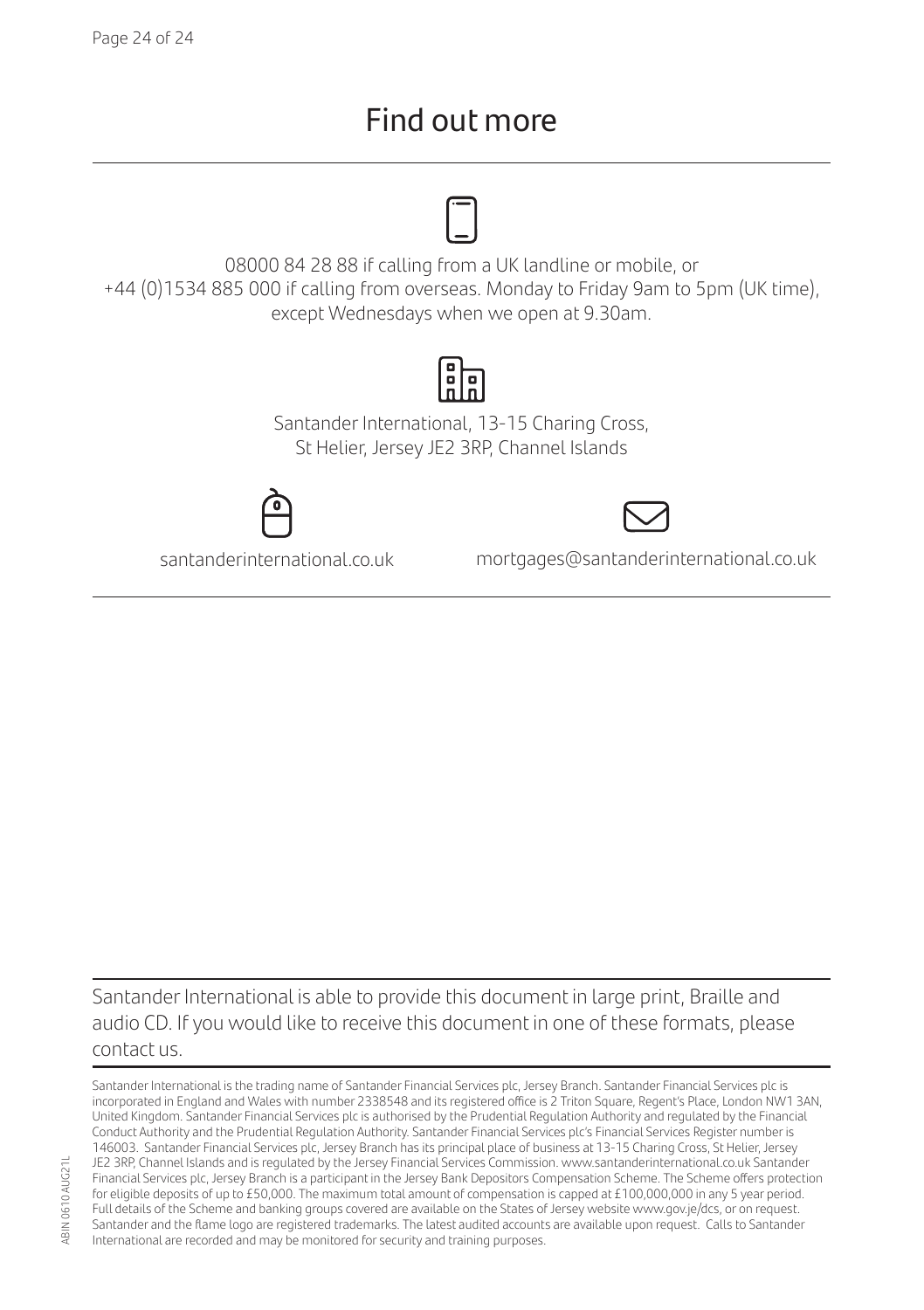# Find out more

08000 84 28 88 if calling from a UK landline or mobile, or
+44 (0)1534 885 000 if calling from overseas. Monday to Friday 9am to 5pm (UK time), except Wednesdays when we open at 9.30am.

Santander International, 13-15 Charing Cross,
St Helier, Jersey JE2 3RP, Channel Islands

santanderinternational.co.uk

mortgages@santanderinternational.co.uk

Santander International is able to provide this document in large print, Braille and audio CD. If you would like to receive this document in one of these formats, please contact us.

Santander International is the trading name of Santander Financial Services plc, Jersey Branch. Santander Financial Services plc is incorporated in England and Wales with number 2338548 and its registered office is 2 Triton Square, Regent's Place, London NW1 3AN, United Kingdom. Santander Financial Services plc is authorised by the Prudential Regulation Authority and regulated by the Financial Conduct Authority and the Prudential Regulation Authority. Santander Financial Services plc's Financial Services Register number is 146003. Santander Financial Services plc, Jersey Branch has its principal place of business at 13-15 Charing Cross, St Helier, Jersey JE2 3RP, Channel Islands and is regulated by the Jersey Financial Services Commission. www.santanderinternational.co.uk Santander Financial Services plc, Jersey Branch is a participant in the Jersey Bank Depositors Compensation Scheme. The Scheme offers protection for eligible deposits of up to £50,000. The maximum total amount of compensation is capped at £100,000,000 in any 5 year period. Full details of the Scheme and banking groups covered are available on the States of Jersey website www.gov.je/dcs, or on request. Santander and the flame logo are registered trademarks. The latest audited accounts are available upon request. Calls to Santander International are recorded and may be monitored for security and training purposes.

ABIN 0610 AUG21L